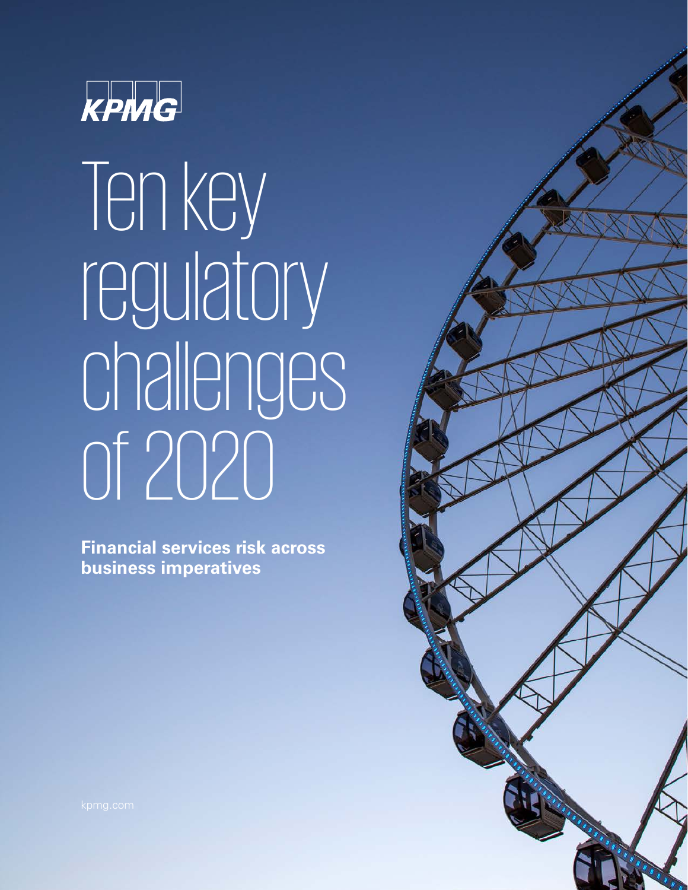KPMG

# Ten key regulatory challenges of 2020

**Financial services risk across business imperatives**

kpmg.com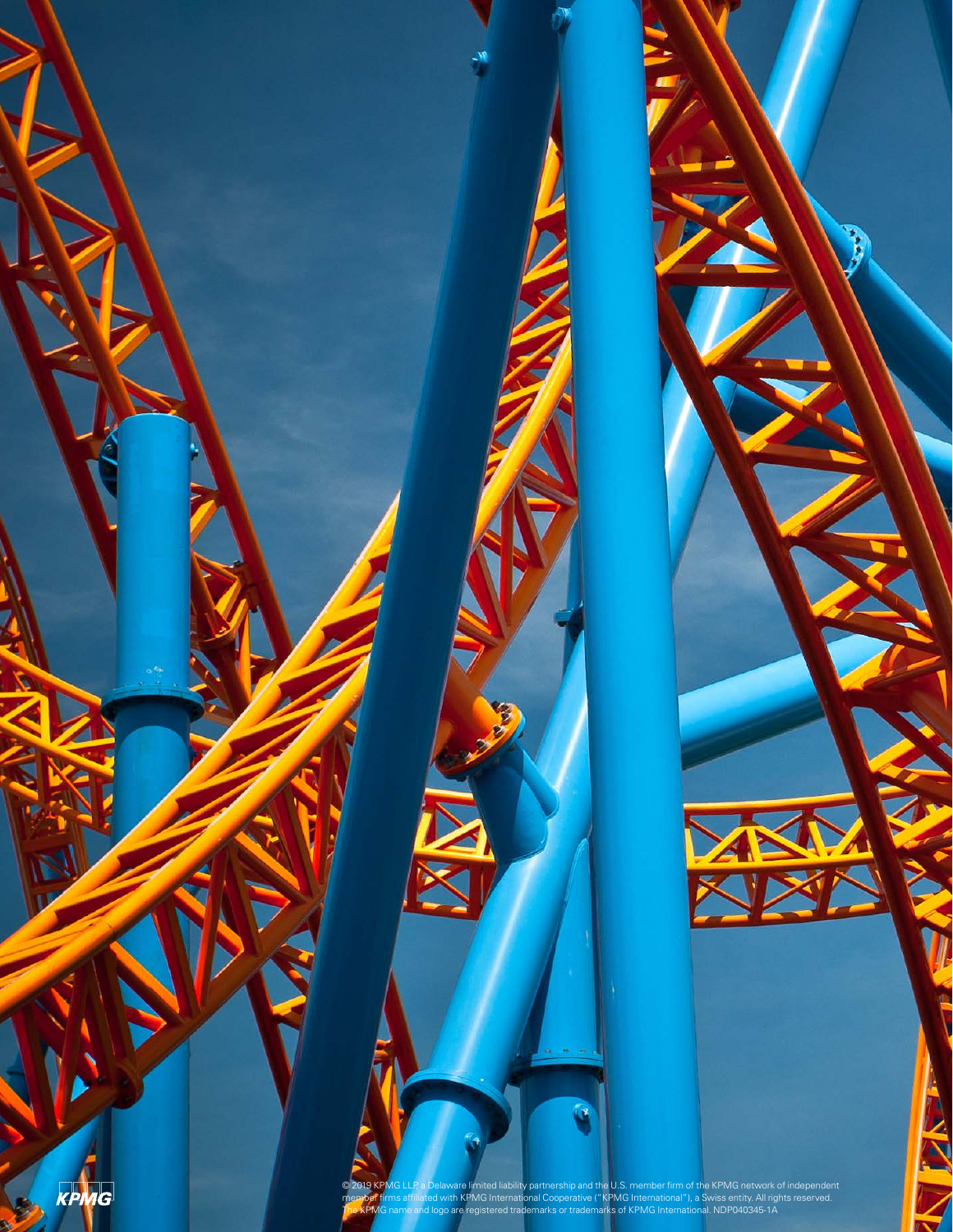© 2019 KPMG LLP, a Delaware limited liability partnership and the U.S. member firm of the KPMG network of independent member firms affiliated with KPMG International Cooperative ("KPMG International"), a Swiss entity. All rights reserved. The KPMG name and logo are registered trademarks or trademarks of KPMG International. NDP040345-1A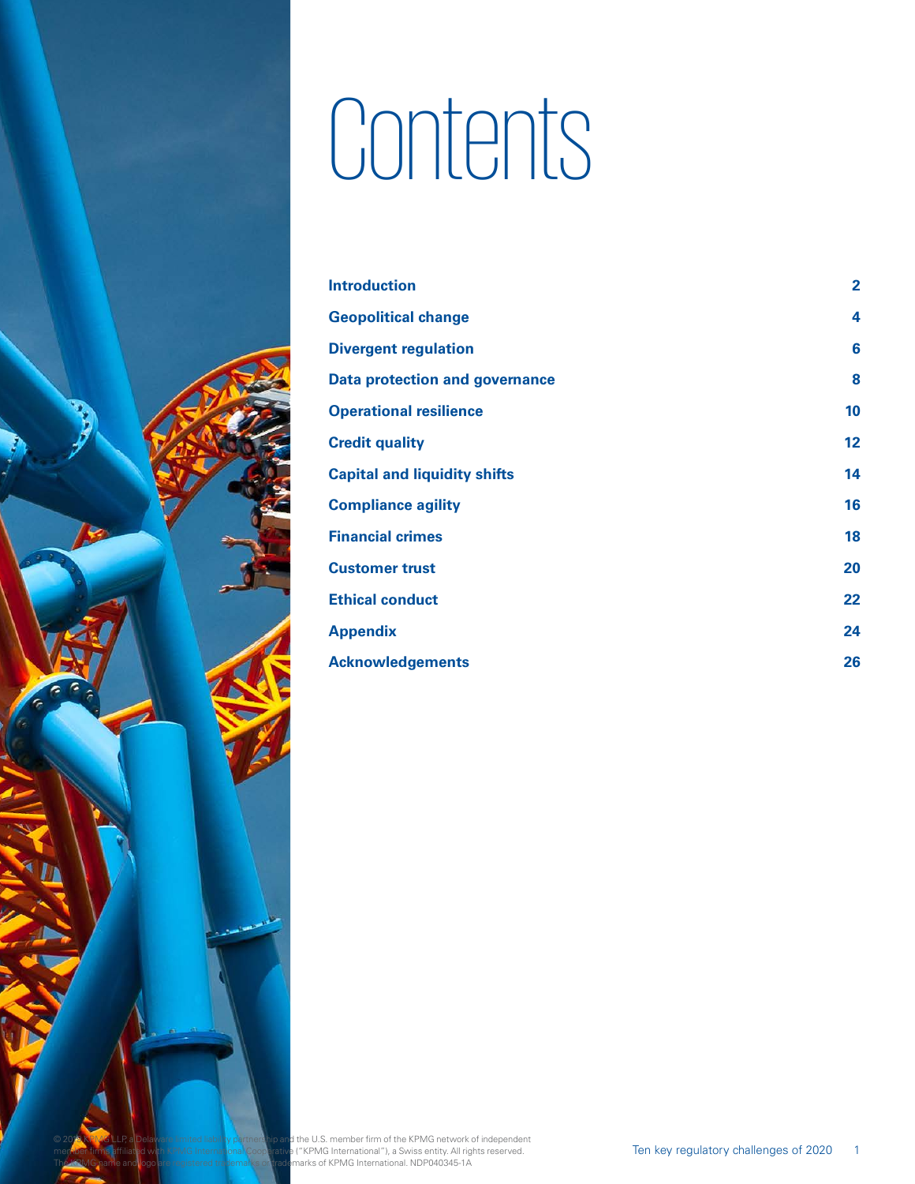# Contents

| | |
|---|---|
| **Introduction** | **2** |
| **Geopolitical change** | **4** |
| **Divergent regulation** | **6** |
| **Data protection and governance** | **8** |
| **Operational resilience** | **10** |
| **Credit quality** | **12** |
| **Capital and liquidity shifts** | **14** |
| **Compliance agility** | **16** |
| **Financial crimes** | **18** |
| **Customer trust** | **20** |
| **Ethical conduct** | **22** |
| **Appendix** | **24** |
| **Acknowledgements** | **26** |

© 2019 KPMG LLP, a Delaware limited liability partnership and the U.S. member firm of the KPMG network of independent member firms affiliated with KPMG International Cooperative ("KPMG International"), a Swiss entity. All rights reserved. The KPMG name and logo are registered trademarks or trademarks of KPMG International. NDP040345-1A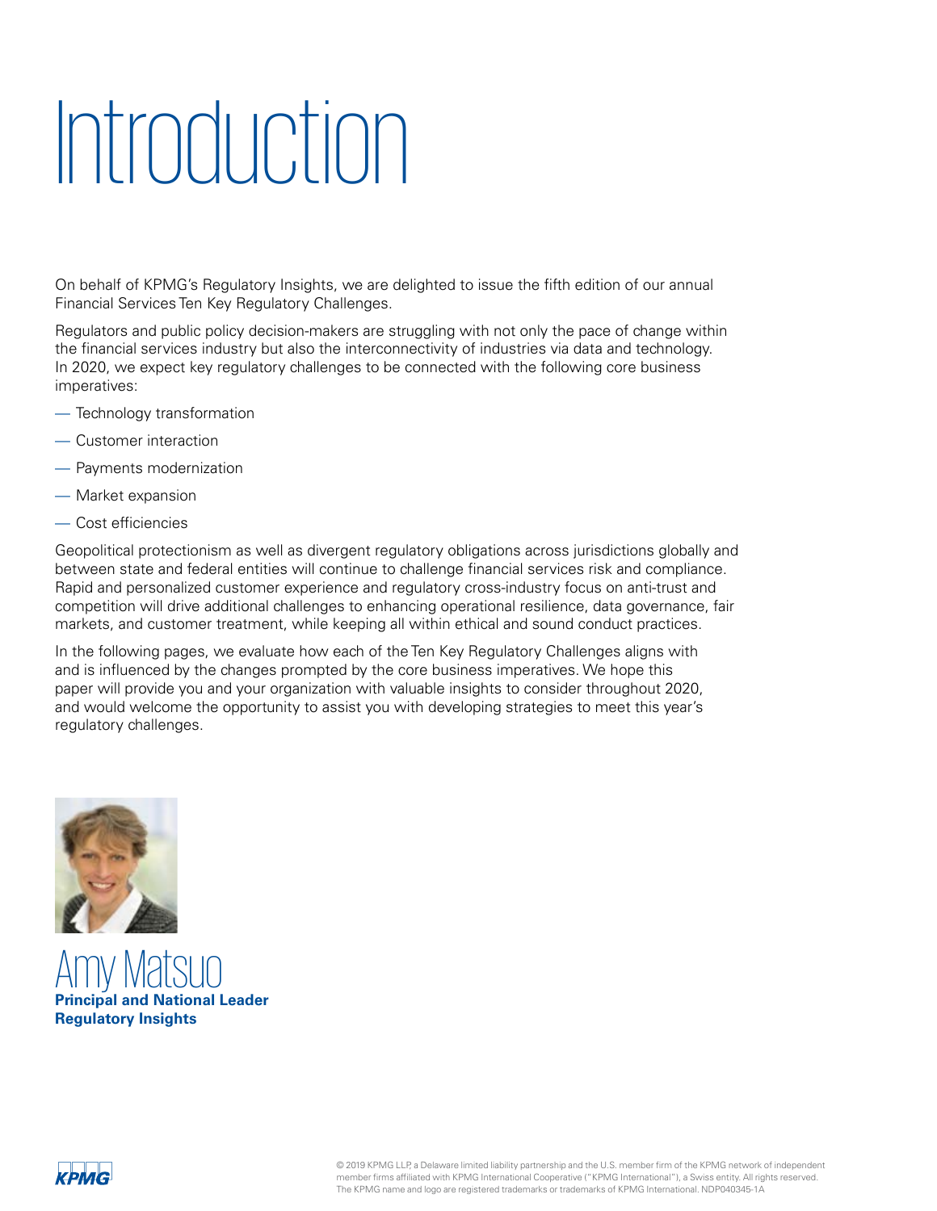# Introduction

On behalf of KPMG's Regulatory Insights, we are delighted to issue the fifth edition of our annual Financial Services Ten Key Regulatory Challenges.

Regulators and public policy decision-makers are struggling with not only the pace of change within the financial services industry but also the interconnectivity of industries via data and technology. In 2020, we expect key regulatory challenges to be connected with the following core business imperatives:

- Technology transformation
- Customer interaction
- Payments modernization
- Market expansion
- Cost efficiencies

Geopolitical protectionism as well as divergent regulatory obligations across jurisdictions globally and between state and federal entities will continue to challenge financial services risk and compliance. Rapid and personalized customer experience and regulatory cross-industry focus on anti-trust and competition will drive additional challenges to enhancing operational resilience, data governance, fair markets, and customer treatment, while keeping all within ethical and sound conduct practices.

In the following pages, we evaluate how each of the Ten Key Regulatory Challenges aligns with and is influenced by the changes prompted by the core business imperatives. We hope this paper will provide you and your organization with valuable insights to consider throughout 2020, and would welcome the opportunity to assist you with developing strategies to meet this year's regulatory challenges.

Amy Matsuo
**Principal and National Leader**
**Regulatory Insights**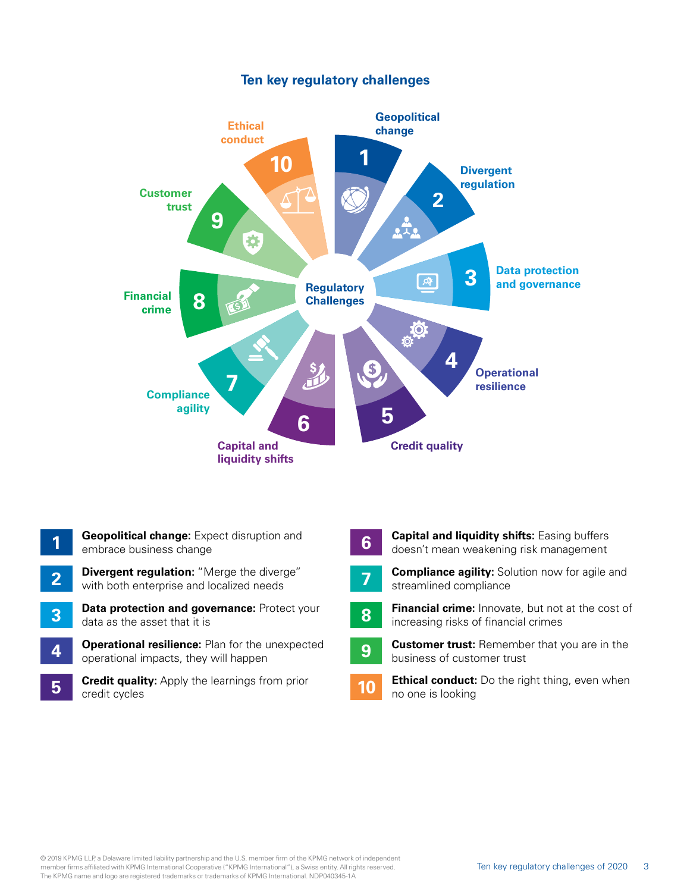## Ten key regulatory challenges

Regulatory Challenges

1. Geopolitical change
2. Divergent regulation
3. Data protection and governance
4. Operational resilience
5. Credit quality
6. Capital and liquidity shifts
7. Compliance agility
8. Financial crime
9. Customer trust
10. Ethical conduct

**1** **Geopolitical change:** Expect disruption and embrace business change

**2** **Divergent regulation:** "Merge the diverge" with both enterprise and localized needs

**3** **Data protection and governance:** Protect your data as the asset that it is

**4** **Operational resilience:** Plan for the unexpected operational impacts, they will happen

**5** **Credit quality:** Apply the learnings from prior credit cycles

**6** **Capital and liquidity shifts:** Easing buffers doesn't mean weakening risk management

**7** **Compliance agility:** Solution now for agile and streamlined compliance

**8** **Financial crime:** Innovate, but not at the cost of increasing risks of financial crimes

**9** **Customer trust:** Remember that you are in the business of customer trust

**10** **Ethical conduct:** Do the right thing, even when no one is looking

© 2019 KPMG LLP, a Delaware limited liability partnership and the U.S. member firm of the KPMG network of independent member firms affiliated with KPMG International Cooperative ("KPMG International"), a Swiss entity. All rights reserved. The KPMG name and logo are registered trademarks or trademarks of KPMG International. NDP040345-1A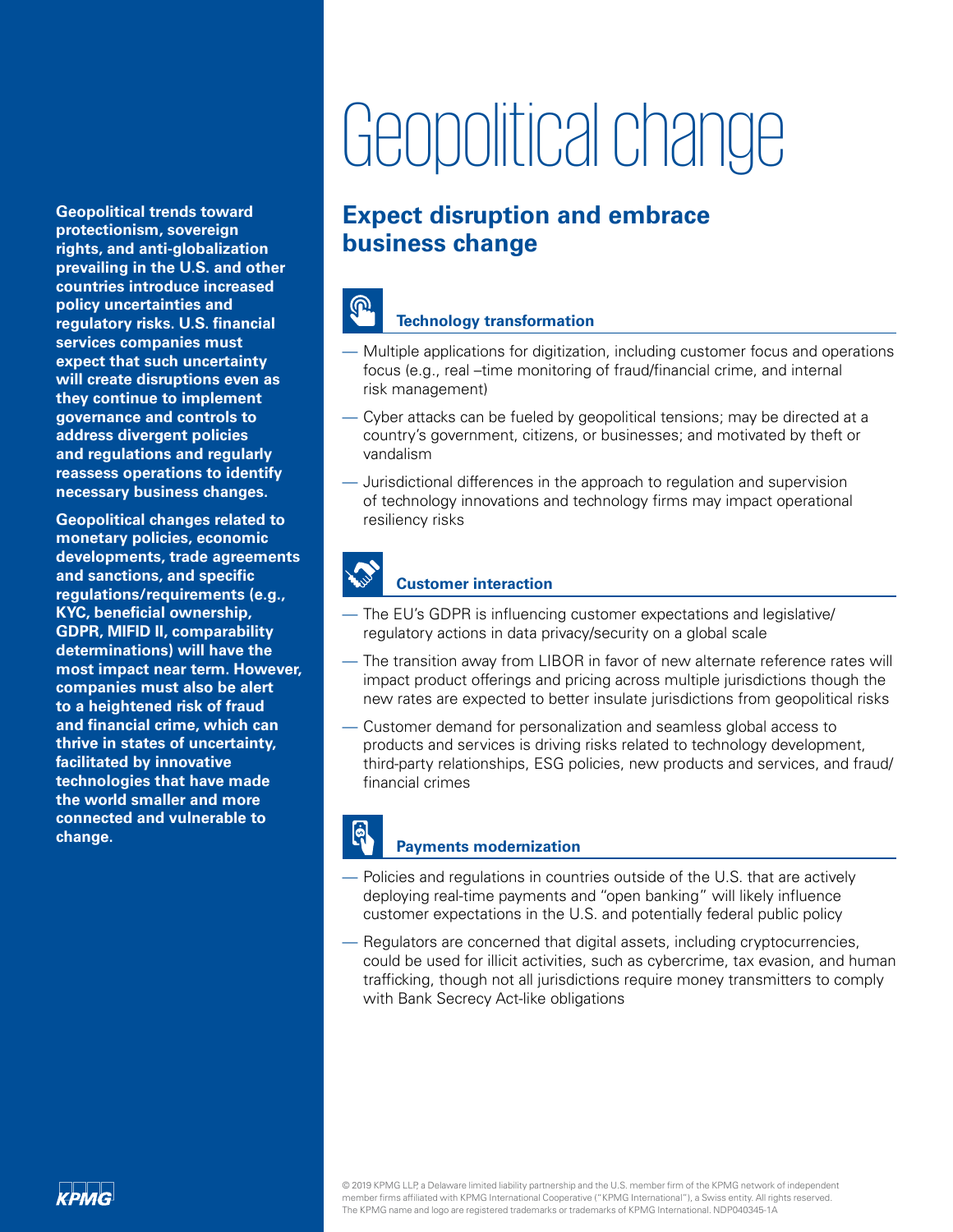# Geopolitical change

**Geopolitical trends toward protectionism, sovereign rights, and anti-globalization prevailing in the U.S. and other countries introduce increased policy uncertainties and regulatory risks. U.S. financial services companies must expect that such uncertainty will create disruptions even as they continue to implement governance and controls to address divergent policies and regulations and regularly reassess operations to identify necessary business changes.**

**Geopolitical changes related to monetary policies, economic developments, trade agreements and sanctions, and specific regulations/requirements (e.g., KYC, beneficial ownership, GDPR, MIFID II, comparability determinations) will have the most impact near term. However, companies must also be alert to a heightened risk of fraud and financial crime, which can thrive in states of uncertainty, facilitated by innovative technologies that have made the world smaller and more connected and vulnerable to change.**

## Expect disruption and embrace business change

### Technology transformation

- Multiple applications for digitization, including customer focus and operations focus (e.g., real –time monitoring of fraud/financial crime, and internal risk management)
- Cyber attacks can be fueled by geopolitical tensions; may be directed at a country's government, citizens, or businesses; and motivated by theft or vandalism
- Jurisdictional differences in the approach to regulation and supervision of technology innovations and technology firms may impact operational resiliency risks

### Customer interaction

- The EU's GDPR is influencing customer expectations and legislative/regulatory actions in data privacy/security on a global scale
- The transition away from LIBOR in favor of new alternate reference rates will impact product offerings and pricing across multiple jurisdictions though the new rates are expected to better insulate jurisdictions from geopolitical risks
- Customer demand for personalization and seamless global access to products and services is driving risks related to technology development, third-party relationships, ESG policies, new products and services, and fraud/financial crimes

### Payments modernization

- Policies and regulations in countries outside of the U.S. that are actively deploying real-time payments and "open banking" will likely influence customer expectations in the U.S. and potentially federal public policy
- Regulators are concerned that digital assets, including cryptocurrencies, could be used for illicit activities, such as cybercrime, tax evasion, and human trafficking, though not all jurisdictions require money transmitters to comply with Bank Secrecy Act-like obligations

© 2019 KPMG LLP, a Delaware limited liability partnership and the U.S. member firm of the KPMG network of independent member firms affiliated with KPMG International Cooperative ("KPMG International"), a Swiss entity. All rights reserved. The KPMG name and logo are registered trademarks or trademarks of KPMG International. NDP040345-1A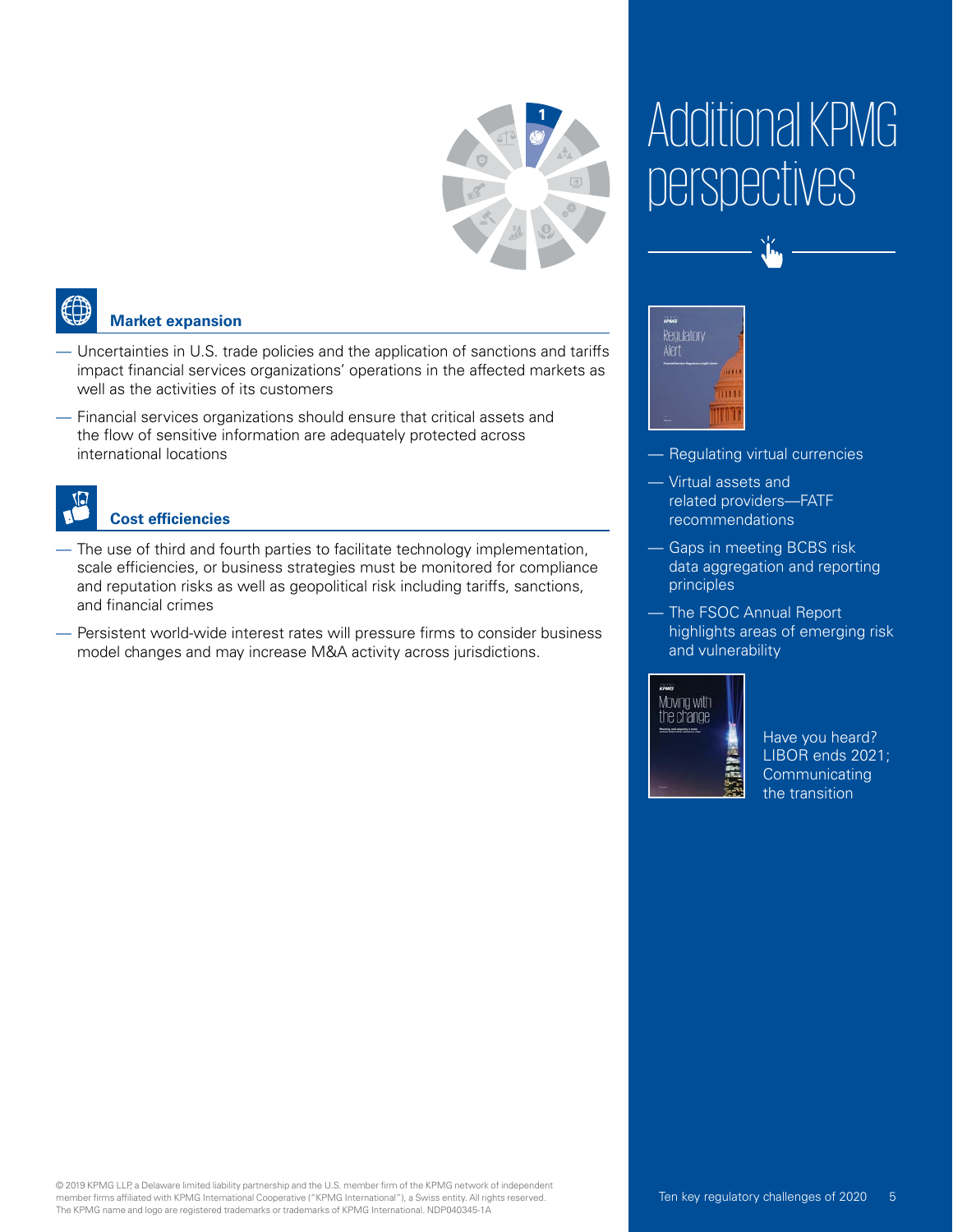### Market expansion

- Uncertainties in U.S. trade policies and the application of sanctions and tariffs impact financial services organizations' operations in the affected markets as well as the activities of its customers
- Financial services organizations should ensure that critical assets and the flow of sensitive information are adequately protected across international locations

### Cost efficiencies

- The use of third and fourth parties to facilitate technology implementation, scale efficiencies, or business strategies must be monitored for compliance and reputation risks as well as geopolitical risk including tariffs, sanctions, and financial crimes
- Persistent world-wide interest rates will pressure firms to consider business model changes and may increase M&A activity across jurisdictions.

## Additional KPMG perspectives

Regulatory Alert

- Regulating virtual currencies
- Virtual assets and related providers—FATF recommendations
- Gaps in meeting BCBS risk data aggregation and reporting principles
- The FSOC Annual Report highlights areas of emerging risk and vulnerability

Moving with the change

Have you heard? LIBOR ends 2021; Communicating the transition

© 2019 KPMG LLP, a Delaware limited liability partnership and the U.S. member firm of the KPMG network of independent member firms affiliated with KPMG International Cooperative ("KPMG International"), a Swiss entity. All rights reserved. The KPMG name and logo are registered trademarks or trademarks of KPMG International. NDP040345-1A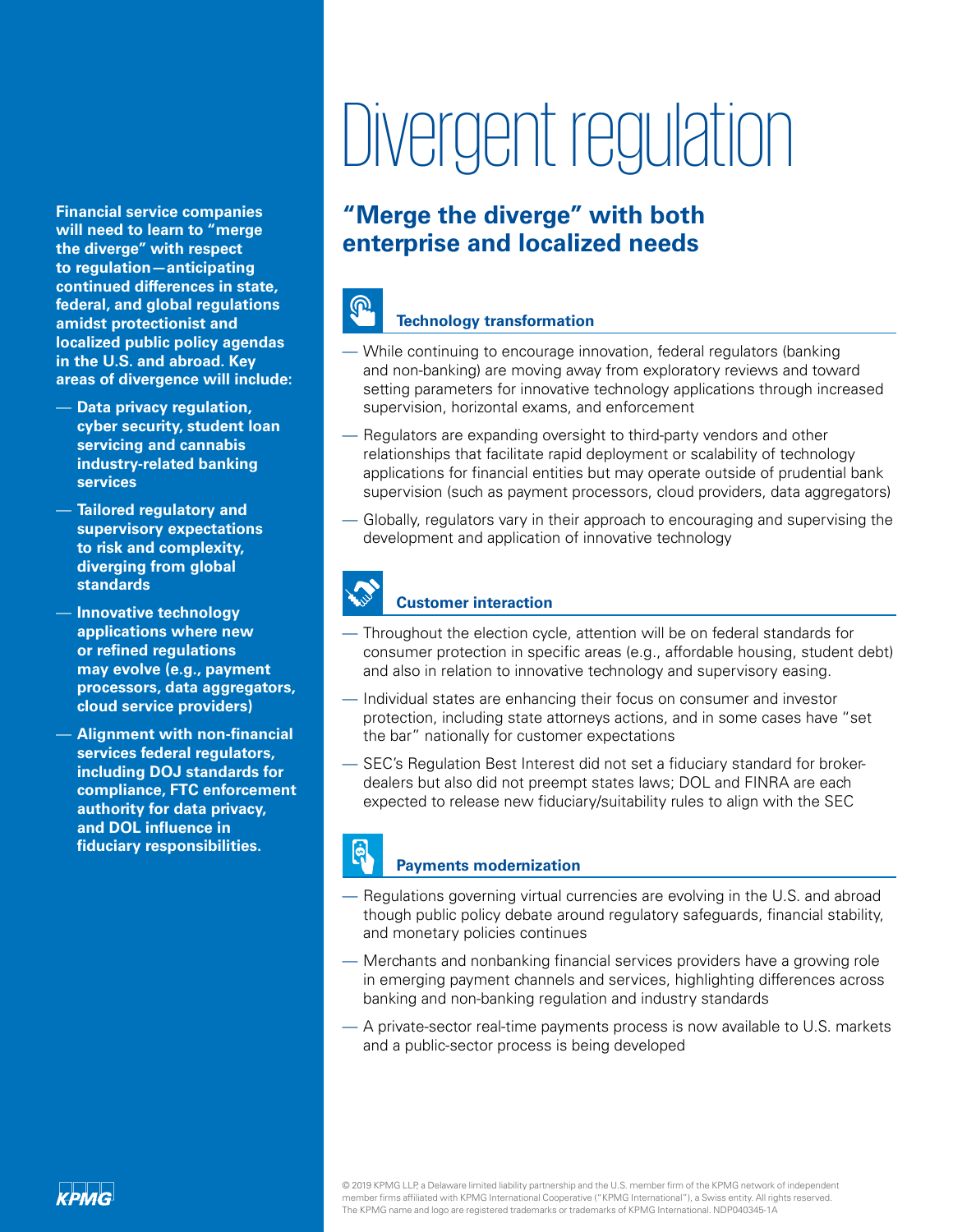# Divergent regulation

**Financial service companies will need to learn to "merge the diverge" with respect to regulation—anticipating continued differences in state, federal, and global regulations amidst protectionist and localized public policy agendas in the U.S. and abroad. Key areas of divergence will include:**

- **Data privacy regulation, cyber security, student loan servicing and cannabis industry-related banking services**
- **Tailored regulatory and supervisory expectations to risk and complexity, diverging from global standards**
- **Innovative technology applications where new or refined regulations may evolve (e.g., payment processors, data aggregators, cloud service providers)**
- **Alignment with non-financial services federal regulators, including DOJ standards for compliance, FTC enforcement authority for data privacy, and DOL influence in fiduciary responsibilities.**

## "Merge the diverge" with both enterprise and localized needs

### Technology transformation

- While continuing to encourage innovation, federal regulators (banking and non-banking) are moving away from exploratory reviews and toward setting parameters for innovative technology applications through increased supervision, horizontal exams, and enforcement
- Regulators are expanding oversight to third-party vendors and other relationships that facilitate rapid deployment or scalability of technology applications for financial entities but may operate outside of prudential bank supervision (such as payment processors, cloud providers, data aggregators)
- Globally, regulators vary in their approach to encouraging and supervising the development and application of innovative technology

### Customer interaction

- Throughout the election cycle, attention will be on federal standards for consumer protection in specific areas (e.g., affordable housing, student debt) and also in relation to innovative technology and supervisory easing.
- Individual states are enhancing their focus on consumer and investor protection, including state attorneys actions, and in some cases have "set the bar" nationally for customer expectations
- SEC's Regulation Best Interest did not set a fiduciary standard for broker-dealers but also did not preempt states laws; DOL and FINRA are each expected to release new fiduciary/suitability rules to align with the SEC

### Payments modernization

- Regulations governing virtual currencies are evolving in the U.S. and abroad though public policy debate around regulatory safeguards, financial stability, and monetary policies continues
- Merchants and nonbanking financial services providers have a growing role in emerging payment channels and services, highlighting differences across banking and non-banking regulation and industry standards
- A private-sector real-time payments process is now available to U.S. markets and a public-sector process is being developed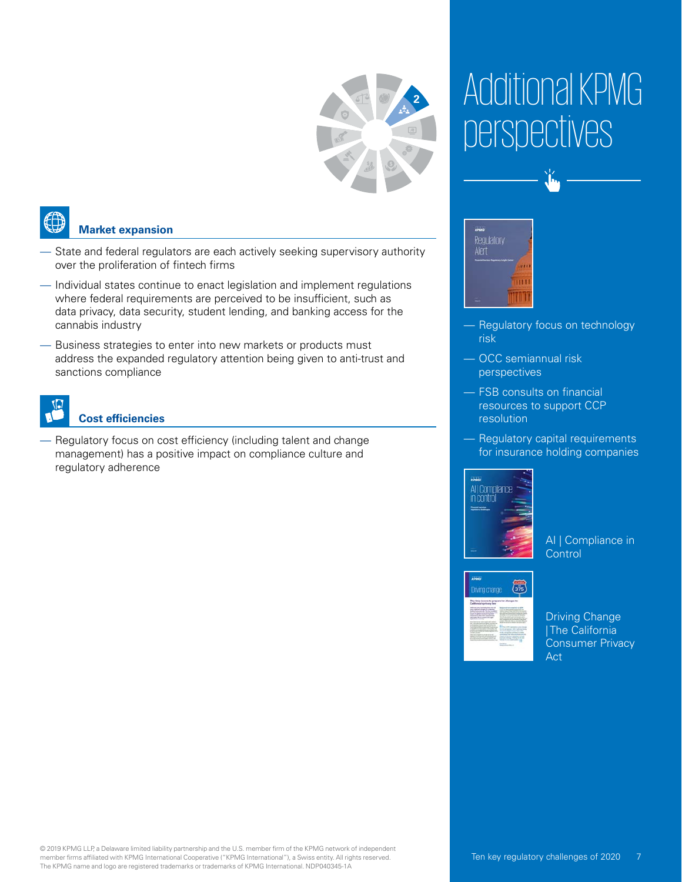## Market expansion

- State and federal regulators are each actively seeking supervisory authority over the proliferation of fintech firms
- Individual states continue to enact legislation and implement regulations where federal requirements are perceived to be insufficient, such as data privacy, data security, student lending, and banking access for the cannabis industry
- Business strategies to enter into new markets or products must address the expanded regulatory attention being given to anti-trust and sanctions compliance

## Cost efficiencies

- Regulatory focus on cost efficiency (including talent and change management) has a positive impact on compliance culture and regulatory adherence

# Additional KPMG perspectives

Regulatory Alert

- Regulatory focus on technology risk
- OCC semiannual risk perspectives
- FSB consults on financial resources to support CCP resolution
- Regulatory capital requirements for insurance holding companies

AI | Compliance in Control

Driving Change | The California Consumer Privacy Act

© 2019 KPMG LLP, a Delaware limited liability partnership and the U.S. member firm of the KPMG network of independent member firms affiliated with KPMG International Cooperative ("KPMG International"), a Swiss entity. All rights reserved. The KPMG name and logo are registered trademarks or trademarks of KPMG International. NDP040345-1A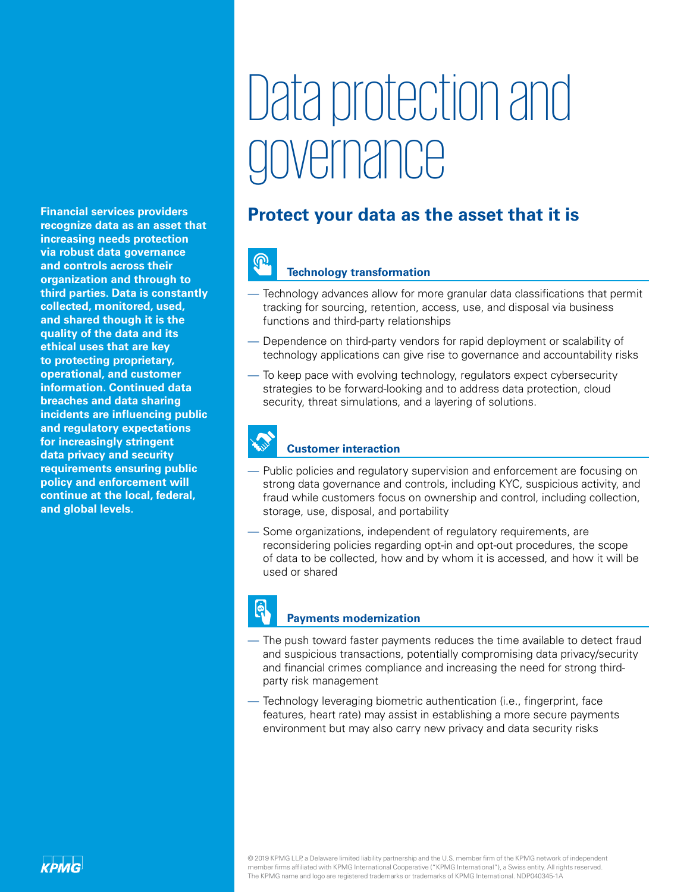# Data protection and governance

**Financial services providers recognize data as an asset that increasing needs protection via robust data governance and controls across their organization and through to third parties. Data is constantly collected, monitored, used, and shared though it is the quality of the data and its ethical uses that are key to protecting proprietary, operational, and customer information. Continued data breaches and data sharing incidents are influencing public and regulatory expectations for increasingly stringent data privacy and security requirements ensuring public policy and enforcement will continue at the local, federal, and global levels.**

## Protect your data as the asset that it is

### Technology transformation

- Technology advances allow for more granular data classifications that permit tracking for sourcing, retention, access, use, and disposal via business functions and third-party relationships
- Dependence on third-party vendors for rapid deployment or scalability of technology applications can give rise to governance and accountability risks
- To keep pace with evolving technology, regulators expect cybersecurity strategies to be forward-looking and to address data protection, cloud security, threat simulations, and a layering of solutions.

### Customer interaction

- Public policies and regulatory supervision and enforcement are focusing on strong data governance and controls, including KYC, suspicious activity, and fraud while customers focus on ownership and control, including collection, storage, use, disposal, and portability
- Some organizations, independent of regulatory requirements, are reconsidering policies regarding opt-in and opt-out procedures, the scope of data to be collected, how and by whom it is accessed, and how it will be used or shared

### Payments modernization

- The push toward faster payments reduces the time available to detect fraud and suspicious transactions, potentially compromising data privacy/security and financial crimes compliance and increasing the need for strong third-party risk management
- Technology leveraging biometric authentication (i.e., fingerprint, face features, heart rate) may assist in establishing a more secure payments environment but may also carry new privacy and data security risks

© 2019 KPMG LLP, a Delaware limited liability partnership and the U.S. member firm of the KPMG network of independent member firms affiliated with KPMG International Cooperative ("KPMG International"), a Swiss entity. All rights reserved. The KPMG name and logo are registered trademarks or trademarks of KPMG International. NDP040345-1A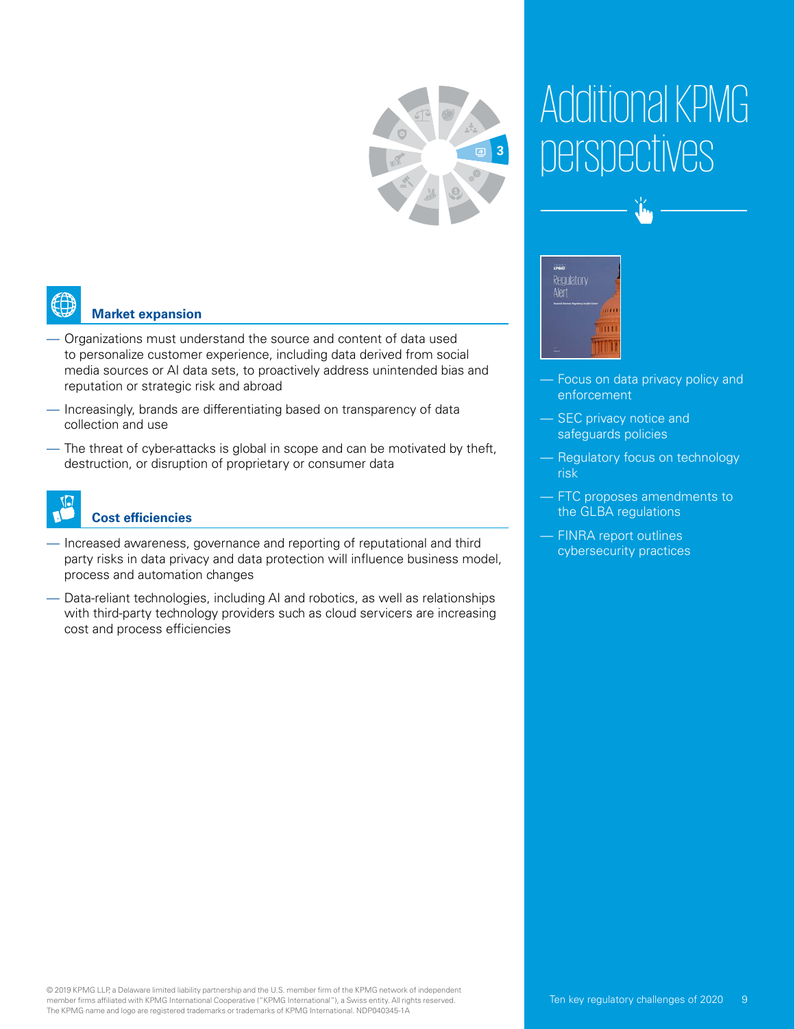### Market expansion

- Organizations must understand the source and content of data used to personalize customer experience, including data derived from social media sources or AI data sets, to proactively address unintended bias and reputation or strategic risk and abroad
- Increasingly, brands are differentiating based on transparency of data collection and use
- The threat of cyber-attacks is global in scope and can be motivated by theft, destruction, or disruption of proprietary or consumer data

### Cost efficiencies

- Increased awareness, governance and reporting of reputational and third party risks in data privacy and data protection will influence business model, process and automation changes
- Data-reliant technologies, including AI and robotics, as well as relationships with third-party technology providers such as cloud servicers are increasing cost and process efficiencies

# Additional KPMG perspectives

- Focus on data privacy policy and enforcement
- SEC privacy notice and safeguards policies
- Regulatory focus on technology risk
- FTC proposes amendments to the GLBA regulations
- FINRA report outlines cybersecurity practices

© 2019 KPMG LLP, a Delaware limited liability partnership and the U.S. member firm of the KPMG network of independent member firms affiliated with KPMG International Cooperative ("KPMG International"), a Swiss entity. All rights reserved. The KPMG name and logo are registered trademarks or trademarks of KPMG International. NDP040345-1A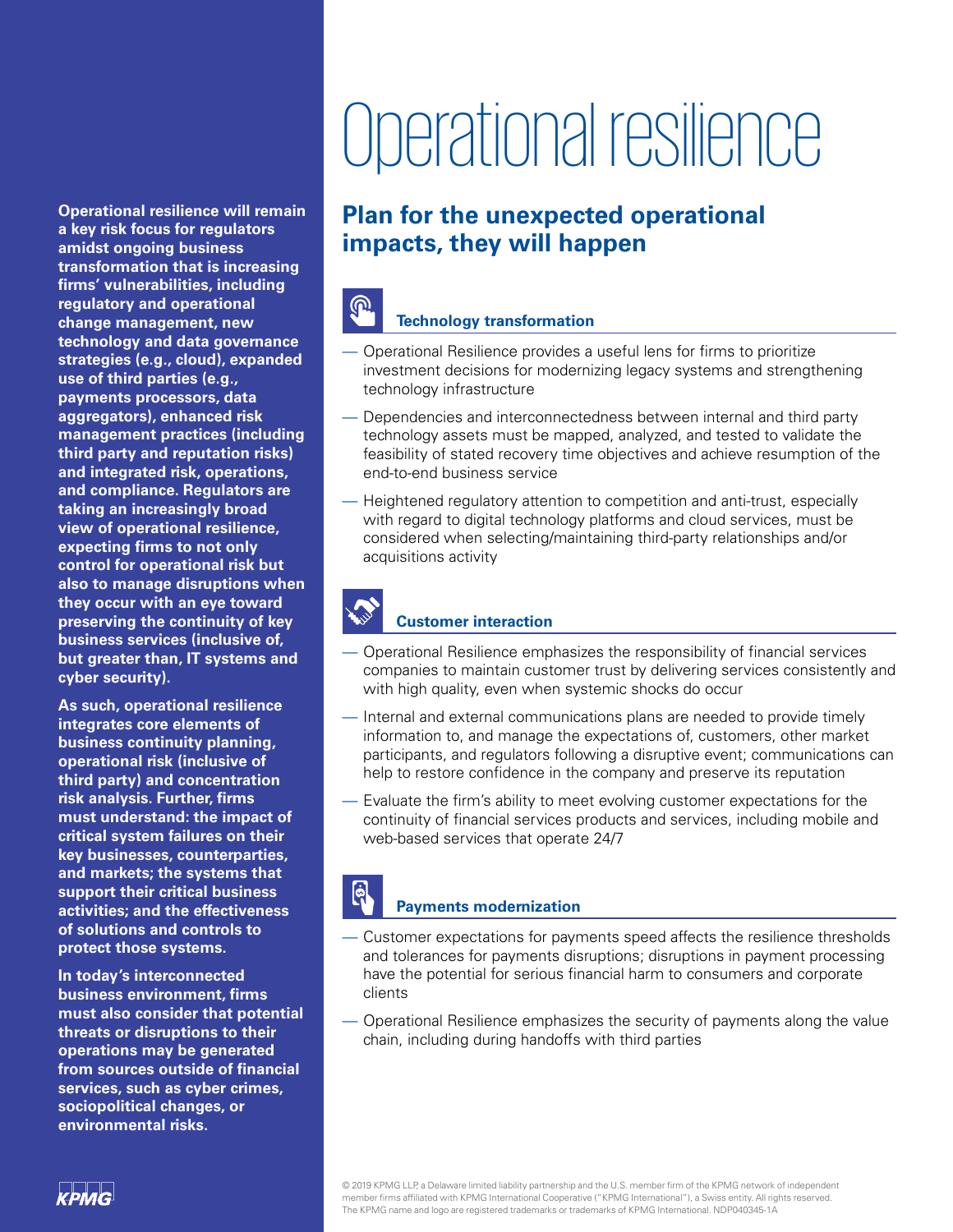# Operational resilience

**Operational resilience will remain a key risk focus for regulators amidst ongoing business transformation that is increasing firms' vulnerabilities, including regulatory and operational change management, new technology and data governance strategies (e.g., cloud), expanded use of third parties (e.g., payments processors, data aggregators), enhanced risk management practices (including third party and reputation risks) and integrated risk, operations, and compliance. Regulators are taking an increasingly broad view of operational resilience, expecting firms to not only control for operational risk but also to manage disruptions when they occur with an eye toward preserving the continuity of key business services (inclusive of, but greater than, IT systems and cyber security).**

**As such, operational resilience integrates core elements of business continuity planning, operational risk (inclusive of third party) and concentration risk analysis. Further, firms must understand: the impact of critical system failures on their key businesses, counterparties, and markets; the systems that support their critical business activities; and the effectiveness of solutions and controls to protect those systems.**

**In today's interconnected business environment, firms must also consider that potential threats or disruptions to their operations may be generated from sources outside of financial services, such as cyber crimes, sociopolitical changes, or environmental risks.**

## Plan for the unexpected operational impacts, they will happen

### Technology transformation

- Operational Resilience provides a useful lens for firms to prioritize investment decisions for modernizing legacy systems and strengthening technology infrastructure
- Dependencies and interconnectedness between internal and third party technology assets must be mapped, analyzed, and tested to validate the feasibility of stated recovery time objectives and achieve resumption of the end-to-end business service
- Heightened regulatory attention to competition and anti-trust, especially with regard to digital technology platforms and cloud services, must be considered when selecting/maintaining third-party relationships and/or acquisitions activity

### Customer interaction

- Operational Resilience emphasizes the responsibility of financial services companies to maintain customer trust by delivering services consistently and with high quality, even when systemic shocks do occur
- Internal and external communications plans are needed to provide timely information to, and manage the expectations of, customers, other market participants, and regulators following a disruptive event; communications can help to restore confidence in the company and preserve its reputation
- Evaluate the firm's ability to meet evolving customer expectations for the continuity of financial services products and services, including mobile and web-based services that operate 24/7

### Payments modernization

- Customer expectations for payments speed affects the resilience thresholds and tolerances for payments disruptions; disruptions in payment processing have the potential for serious financial harm to consumers and corporate clients
- Operational Resilience emphasizes the security of payments along the value chain, including during handoffs with third parties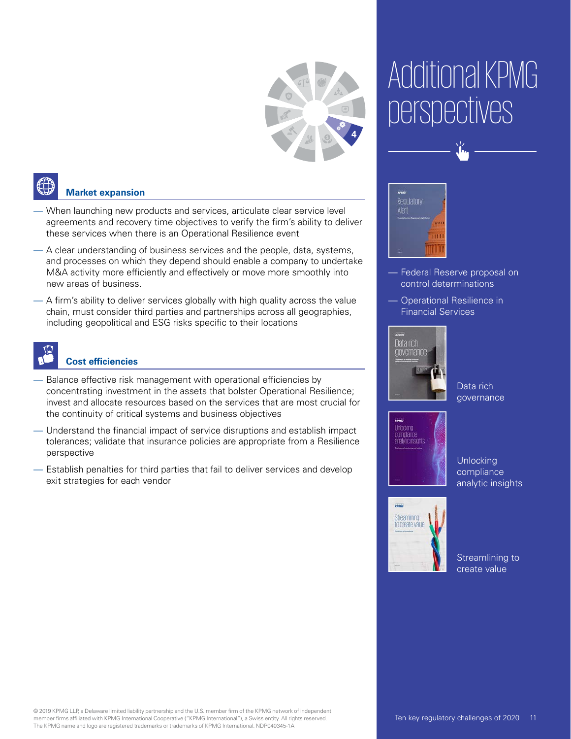## Market expansion

- When launching new products and services, articulate clear service level agreements and recovery time objectives to verify the firm's ability to deliver these services when there is an Operational Resilience event
- A clear understanding of business services and the people, data, systems, and processes on which they depend should enable a company to undertake M&A activity more efficiently and effectively or move more smoothly into new areas of business.
- A firm's ability to deliver services globally with high quality across the value chain, must consider third parties and partnerships across all geographies, including geopolitical and ESG risks specific to their locations

## Cost efficiencies

- Balance effective risk management with operational efficiencies by concentrating investment in the assets that bolster Operational Resilience; invest and allocate resources based on the services that are most crucial for the continuity of critical systems and business objectives
- Understand the financial impact of service disruptions and establish impact tolerances; validate that insurance policies are appropriate from a Resilience perspective
- Establish penalties for third parties that fail to deliver services and develop exit strategies for each vendor

# Additional KPMG perspectives

- Federal Reserve proposal on control determinations
- Operational Resilience in Financial Services

Data rich governance

Unlocking compliance analytic insights

Streamlining to create value

© 2019 KPMG LLP, a Delaware limited liability partnership and the U.S. member firm of the KPMG network of independent member firms affiliated with KPMG International Cooperative ("KPMG International"), a Swiss entity. All rights reserved. The KPMG name and logo are registered trademarks or trademarks of KPMG International. NDP040345-1A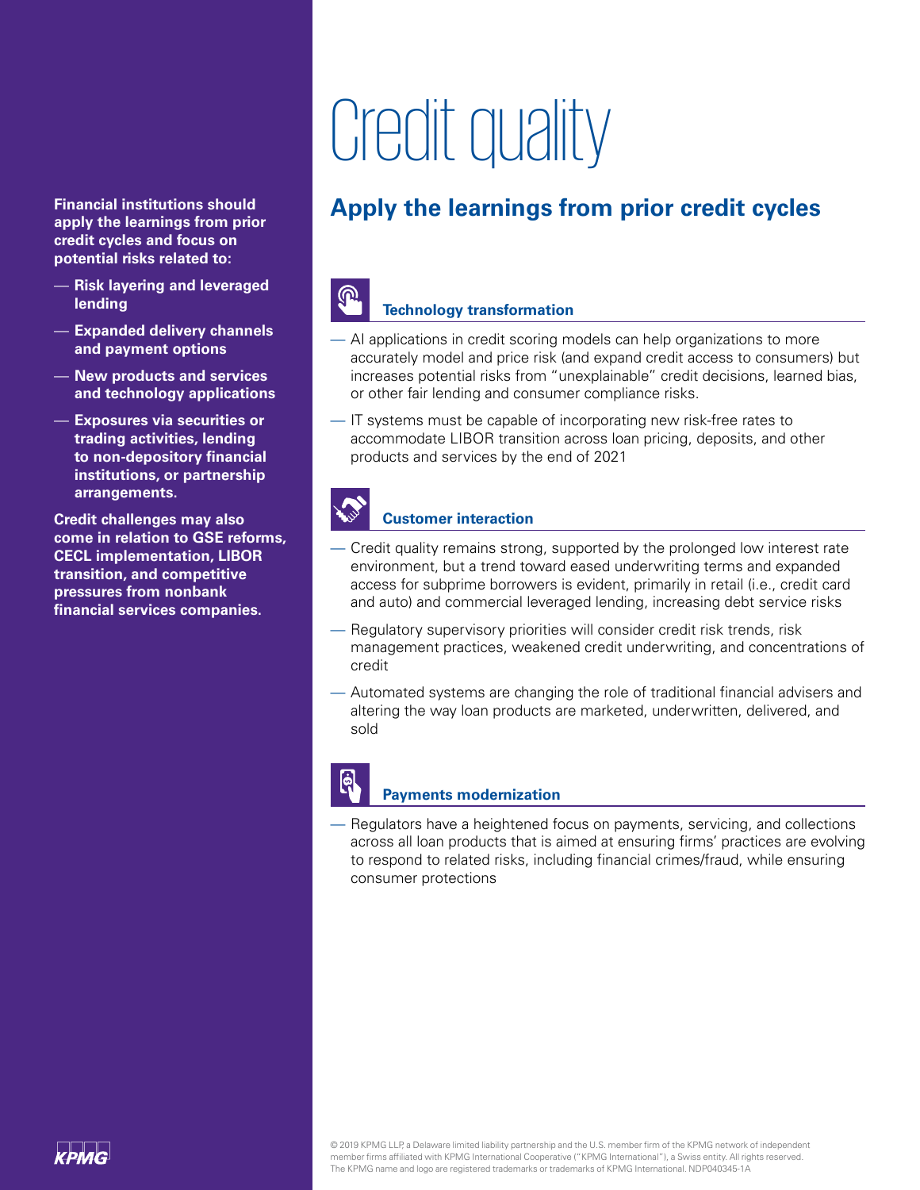# Credit quality

## Apply the learnings from prior credit cycles

**Financial institutions should apply the learnings from prior credit cycles and focus on potential risks related to:**

- **Risk layering and leveraged lending**
- **Expanded delivery channels and payment options**
- **New products and services and technology applications**
- **Exposures via securities or trading activities, lending to non-depository financial institutions, or partnership arrangements.**

**Credit challenges may also come in relation to GSE reforms, CECL implementation, LIBOR transition, and competitive pressures from nonbank financial services companies.**

### Technology transformation

- AI applications in credit scoring models can help organizations to more accurately model and price risk (and expand credit access to consumers) but increases potential risks from "unexplainable" credit decisions, learned bias, or other fair lending and consumer compliance risks.
- IT systems must be capable of incorporating new risk-free rates to accommodate LIBOR transition across loan pricing, deposits, and other products and services by the end of 2021

### Customer interaction

- Credit quality remains strong, supported by the prolonged low interest rate environment, but a trend toward eased underwriting terms and expanded access for subprime borrowers is evident, primarily in retail (i.e., credit card and auto) and commercial leveraged lending, increasing debt service risks
- Regulatory supervisory priorities will consider credit risk trends, risk management practices, weakened credit underwriting, and concentrations of credit
- Automated systems are changing the role of traditional financial advisers and altering the way loan products are marketed, underwritten, delivered, and sold

### Payments modernization

- Regulators have a heightened focus on payments, servicing, and collections across all loan products that is aimed at ensuring firms' practices are evolving to respond to related risks, including financial crimes/fraud, while ensuring consumer protections

© 2019 KPMG LLP, a Delaware limited liability partnership and the U.S. member firm of the KPMG network of independent member firms affiliated with KPMG International Cooperative ("KPMG International"), a Swiss entity. All rights reserved. The KPMG name and logo are registered trademarks or trademarks of KPMG International. NDP040345-1A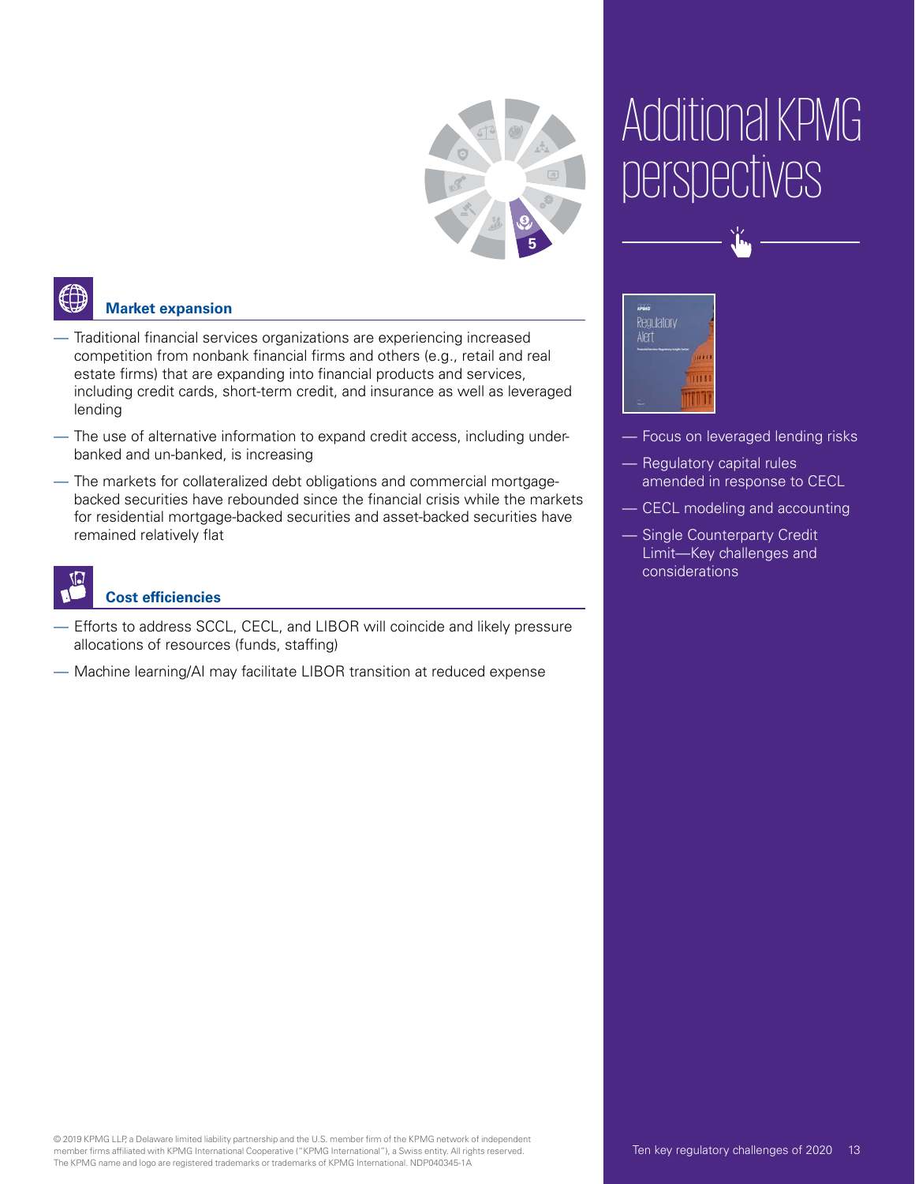### Market expansion

- Traditional financial services organizations are experiencing increased competition from nonbank financial firms and others (e.g., retail and real estate firms) that are expanding into financial products and services, including credit cards, short-term credit, and insurance as well as leveraged lending
- The use of alternative information to expand credit access, including under-banked and un-banked, is increasing
- The markets for collateralized debt obligations and commercial mortgage-backed securities have rebounded since the financial crisis while the markets for residential mortgage-backed securities and asset-backed securities have remained relatively flat

### Cost efficiencies

- Efforts to address SCCL, CECL, and LIBOR will coincide and likely pressure allocations of resources (funds, staffing)
- Machine learning/AI may facilitate LIBOR transition at reduced expense

# Additional KPMG perspectives

- Focus on leveraged lending risks
- Regulatory capital rules amended in response to CECL
- CECL modeling and accounting
- Single Counterparty Credit Limit—Key challenges and considerations

© 2019 KPMG LLP, a Delaware limited liability partnership and the U.S. member firm of the KPMG network of independent member firms affiliated with KPMG International Cooperative ("KPMG International"), a Swiss entity. All rights reserved. The KPMG name and logo are registered trademarks or trademarks of KPMG International. NDP040345-1A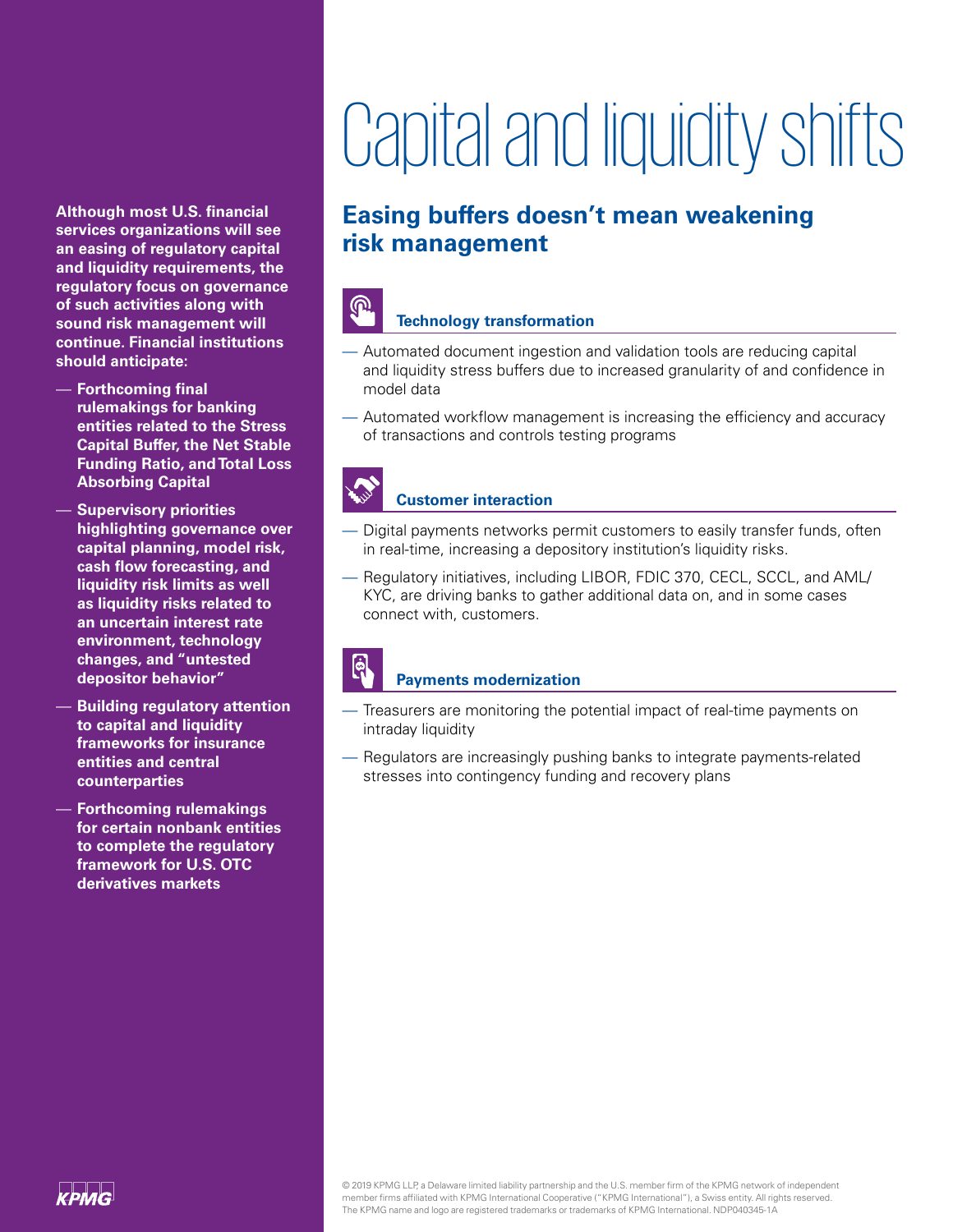# Capital and liquidity shifts

**Although most U.S. financial services organizations will see an easing of regulatory capital and liquidity requirements, the regulatory focus on governance of such activities along with sound risk management will continue. Financial institutions should anticipate:**

- **Forthcoming final rulemakings for banking entities related to the Stress Capital Buffer, the Net Stable Funding Ratio, and Total Loss Absorbing Capital**
- **Supervisory priorities highlighting governance over capital planning, model risk, cash flow forecasting, and liquidity risk limits as well as liquidity risks related to an uncertain interest rate environment, technology changes, and "untested depositor behavior"**
- **Building regulatory attention to capital and liquidity frameworks for insurance entities and central counterparties**
- **Forthcoming rulemakings for certain nonbank entities to complete the regulatory framework for U.S. OTC derivatives markets**

## Easing buffers doesn't mean weakening risk management

### Technology transformation

- Automated document ingestion and validation tools are reducing capital and liquidity stress buffers due to increased granularity of and confidence in model data
- Automated workflow management is increasing the efficiency and accuracy of transactions and controls testing programs

### Customer interaction

- Digital payments networks permit customers to easily transfer funds, often in real-time, increasing a depository institution's liquidity risks.
- Regulatory initiatives, including LIBOR, FDIC 370, CECL, SCCL, and AML/KYC, are driving banks to gather additional data on, and in some cases connect with, customers.

### Payments modernization

- Treasurers are monitoring the potential impact of real-time payments on intraday liquidity
- Regulators are increasingly pushing banks to integrate payments-related stresses into contingency funding and recovery plans

© 2019 KPMG LLP, a Delaware limited liability partnership and the U.S. member firm of the KPMG network of independent member firms affiliated with KPMG International Cooperative ("KPMG International"), a Swiss entity. All rights reserved. The KPMG name and logo are registered trademarks or trademarks of KPMG International. NDP040345-1A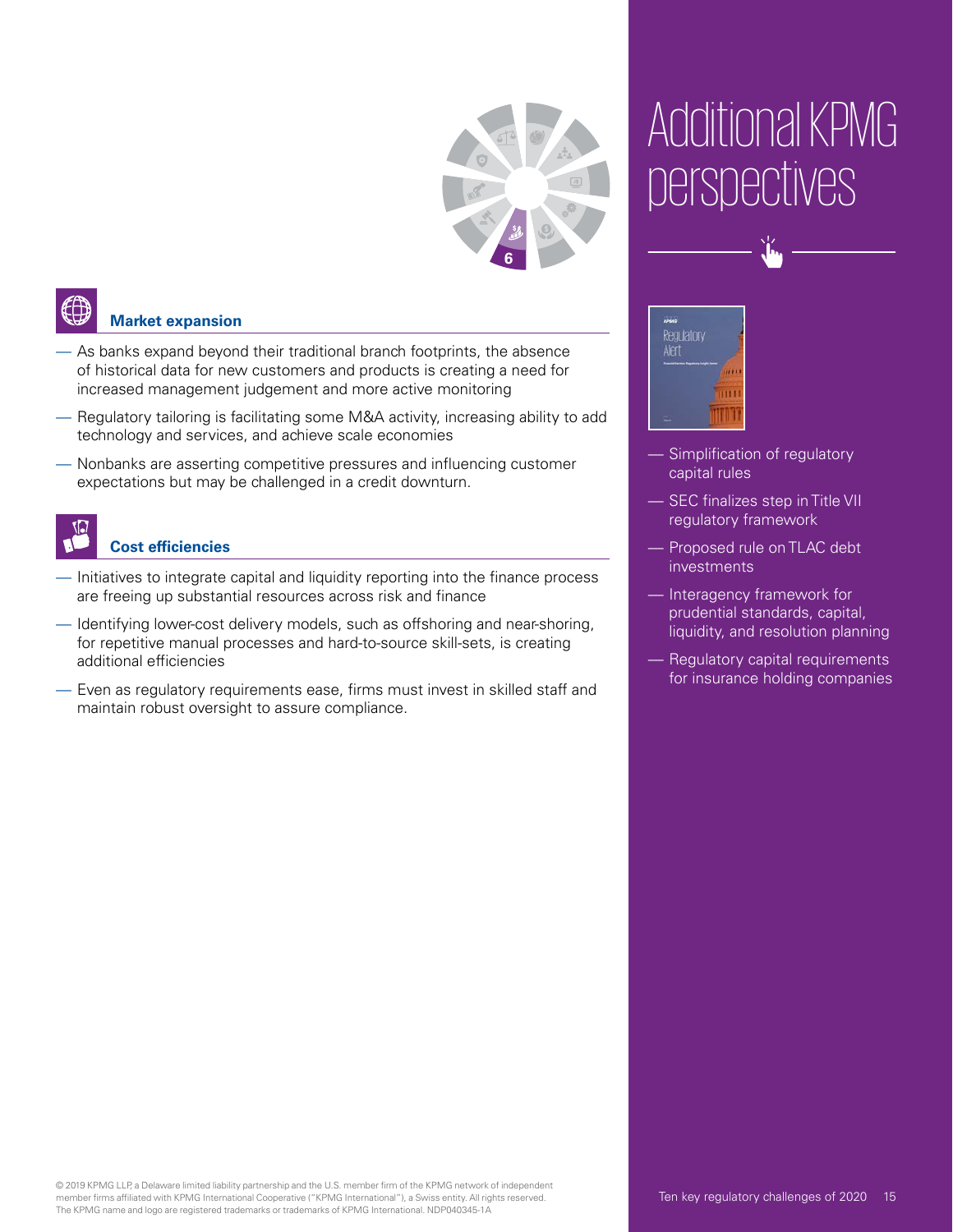### Market expansion

- As banks expand beyond their traditional branch footprints, the absence of historical data for new customers and products is creating a need for increased management judgement and more active monitoring
- Regulatory tailoring is facilitating some M&A activity, increasing ability to add technology and services, and achieve scale economies
- Nonbanks are asserting competitive pressures and influencing customer expectations but may be challenged in a credit downturn.

### Cost efficiencies

- Initiatives to integrate capital and liquidity reporting into the finance process are freeing up substantial resources across risk and finance
- Identifying lower-cost delivery models, such as offshoring and near-shoring, for repetitive manual processes and hard-to-source skill-sets, is creating additional efficiencies
- Even as regulatory requirements ease, firms must invest in skilled staff and maintain robust oversight to assure compliance.

## Additional KPMG perspectives

- Simplification of regulatory capital rules
- SEC finalizes step in Title VII regulatory framework
- Proposed rule on TLAC debt investments
- Interagency framework for prudential standards, capital, liquidity, and resolution planning
- Regulatory capital requirements for insurance holding companies

© 2019 KPMG LLP, a Delaware limited liability partnership and the U.S. member firm of the KPMG network of independent member firms affiliated with KPMG International Cooperative ("KPMG International"), a Swiss entity. All rights reserved. The KPMG name and logo are registered trademarks or trademarks of KPMG International. NDP040345-1A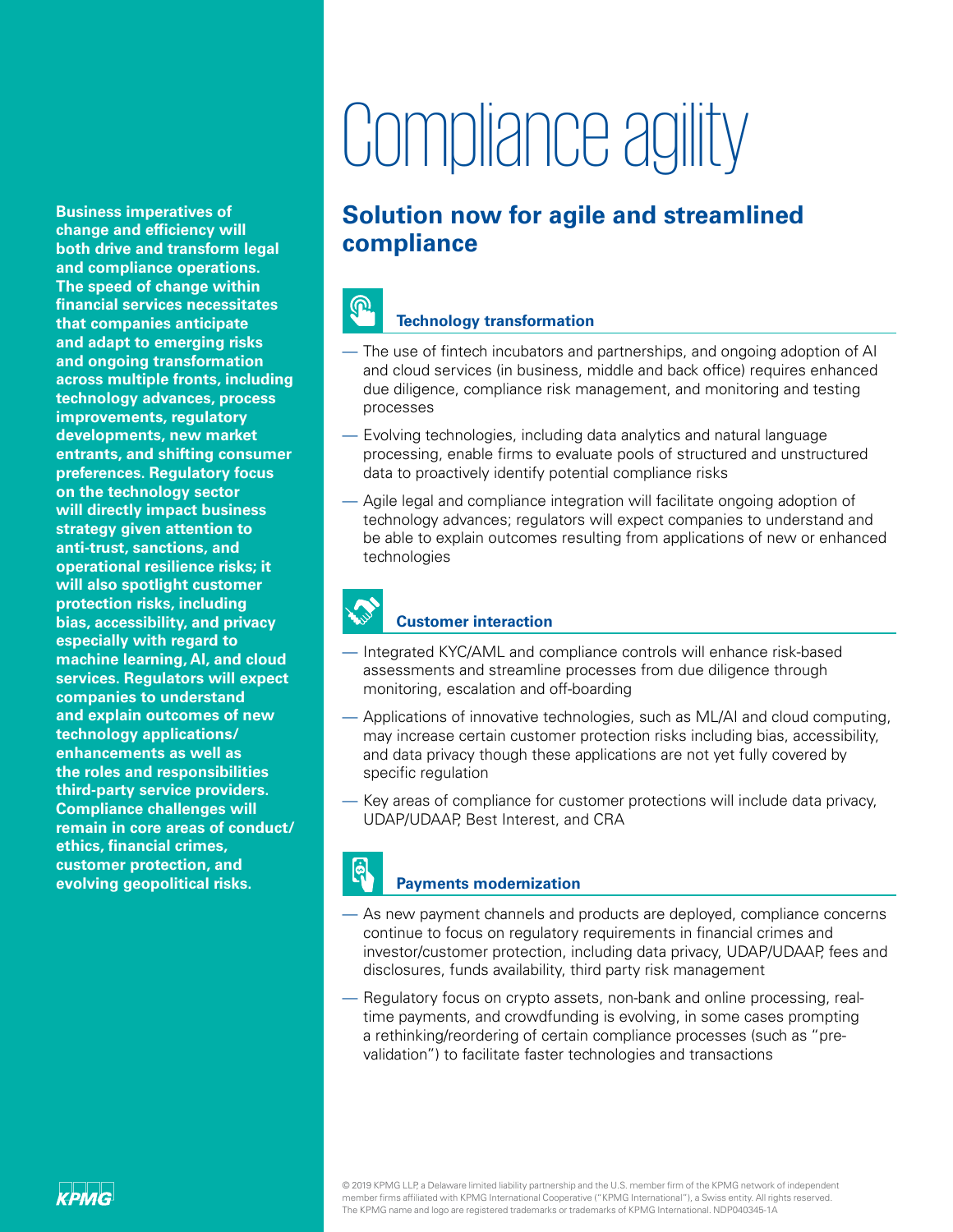# Compliance agility

## Solution now for agile and streamlined compliance

**Business imperatives of change and efficiency will both drive and transform legal and compliance operations. The speed of change within financial services necessitates that companies anticipate and adapt to emerging risks and ongoing transformation across multiple fronts, including technology advances, process improvements, regulatory developments, new market entrants, and shifting consumer preferences. Regulatory focus on the technology sector will directly impact business strategy given attention to anti-trust, sanctions, and operational resilience risks; it will also spotlight customer protection risks, including bias, accessibility, and privacy especially with regard to machine learning, AI, and cloud services. Regulators will expect companies to understand and explain outcomes of new technology applications/ enhancements as well as the roles and responsibilities third-party service providers. Compliance challenges will remain in core areas of conduct/ ethics, financial crimes, customer protection, and evolving geopolitical risks.**

### Technology transformation

- The use of fintech incubators and partnerships, and ongoing adoption of AI and cloud services (in business, middle and back office) requires enhanced due diligence, compliance risk management, and monitoring and testing processes
- Evolving technologies, including data analytics and natural language processing, enable firms to evaluate pools of structured and unstructured data to proactively identify potential compliance risks
- Agile legal and compliance integration will facilitate ongoing adoption of technology advances; regulators will expect companies to understand and be able to explain outcomes resulting from applications of new or enhanced technologies

### Customer interaction

- Integrated KYC/AML and compliance controls will enhance risk-based assessments and streamline processes from due diligence through monitoring, escalation and off-boarding
- Applications of innovative technologies, such as ML/AI and cloud computing, may increase certain customer protection risks including bias, accessibility, and data privacy though these applications are not yet fully covered by specific regulation
- Key areas of compliance for customer protections will include data privacy, UDAP/UDAAP, Best Interest, and CRA

### Payments modernization

- As new payment channels and products are deployed, compliance concerns continue to focus on regulatory requirements in financial crimes and investor/customer protection, including data privacy, UDAP/UDAAP, fees and disclosures, funds availability, third party risk management
- Regulatory focus on crypto assets, non-bank and online processing, real-time payments, and crowdfunding is evolving, in some cases prompting a rethinking/reordering of certain compliance processes (such as "pre-validation") to facilitate faster technologies and transactions

© 2019 KPMG LLP, a Delaware limited liability partnership and the U.S. member firm of the KPMG network of independent member firms affiliated with KPMG International Cooperative ("KPMG International"), a Swiss entity. All rights reserved. The KPMG name and logo are registered trademarks or trademarks of KPMG International. NDP040345-1A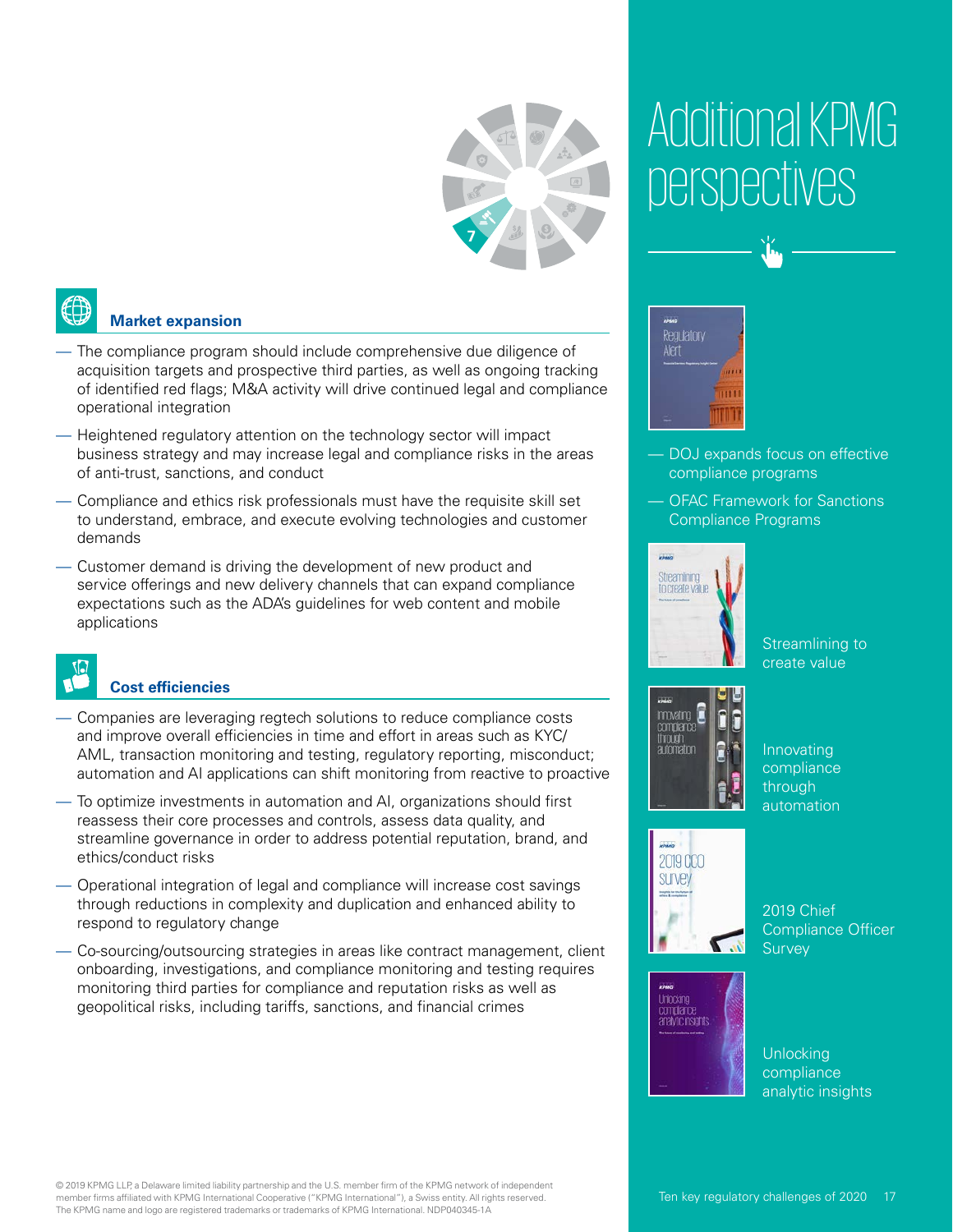### Market expansion

- The compliance program should include comprehensive due diligence of acquisition targets and prospective third parties, as well as ongoing tracking of identified red flags; M&A activity will drive continued legal and compliance operational integration
- Heightened regulatory attention on the technology sector will impact business strategy and may increase legal and compliance risks in the areas of anti-trust, sanctions, and conduct
- Compliance and ethics risk professionals must have the requisite skill set to understand, embrace, and execute evolving technologies and customer demands
- Customer demand is driving the development of new product and service offerings and new delivery channels that can expand compliance expectations such as the ADA's guidelines for web content and mobile applications

### Cost efficiencies

- Companies are leveraging regtech solutions to reduce compliance costs and improve overall efficiencies in time and effort in areas such as KYC/AML, transaction monitoring and testing, regulatory reporting, misconduct; automation and AI applications can shift monitoring from reactive to proactive
- To optimize investments in automation and AI, organizations should first reassess their core processes and controls, assess data quality, and streamline governance in order to address potential reputation, brand, and ethics/conduct risks
- Operational integration of legal and compliance will increase cost savings through reductions in complexity and duplication and enhanced ability to respond to regulatory change
- Co-sourcing/outsourcing strategies in areas like contract management, client onboarding, investigations, and compliance monitoring and testing requires monitoring third parties for compliance and reputation risks as well as geopolitical risks, including tariffs, sanctions, and financial crimes

## Additional KPMG perspectives

Regulatory Alert

- DOJ expands focus on effective compliance programs
- OFAC Framework for Sanctions Compliance Programs

Streamlining to create value

Innovating compliance through automation

2019 Chief Compliance Officer Survey

Unlocking compliance analytic insights

© 2019 KPMG LLP, a Delaware limited liability partnership and the U.S. member firm of the KPMG network of independent member firms affiliated with KPMG International Cooperative ("KPMG International"), a Swiss entity. All rights reserved. The KPMG name and logo are registered trademarks or trademarks of KPMG International. NDP040345-1A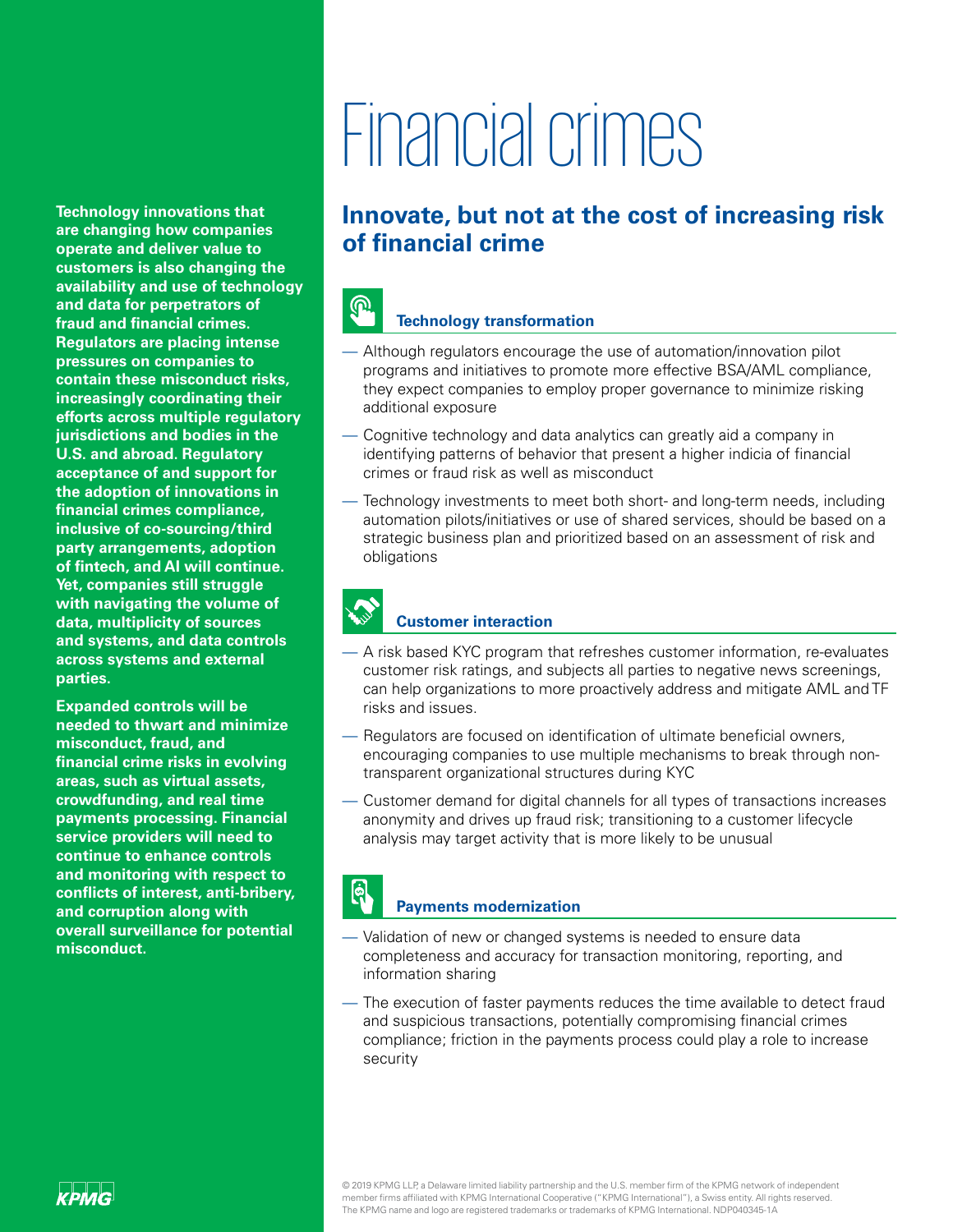# Financial crimes

## Innovate, but not at the cost of increasing risk of financial crime

**Technology innovations that are changing how companies operate and deliver value to customers is also changing the availability and use of technology and data for perpetrators of fraud and financial crimes. Regulators are placing intense pressures on companies to contain these misconduct risks, increasingly coordinating their efforts across multiple regulatory jurisdictions and bodies in the U.S. and abroad. Regulatory acceptance of and support for the adoption of innovations in financial crimes compliance, inclusive of co-sourcing/third party arrangements, adoption of fintech, and AI will continue. Yet, companies still struggle with navigating the volume of data, multiplicity of sources and systems, and data controls across systems and external parties.**

**Expanded controls will be needed to thwart and minimize misconduct, fraud, and financial crime risks in evolving areas, such as virtual assets, crowdfunding, and real time payments processing. Financial service providers will need to continue to enhance controls and monitoring with respect to conflicts of interest, anti-bribery, and corruption along with overall surveillance for potential misconduct.**

### Technology transformation

- Although regulators encourage the use of automation/innovation pilot programs and initiatives to promote more effective BSA/AML compliance, they expect companies to employ proper governance to minimize risking additional exposure
- Cognitive technology and data analytics can greatly aid a company in identifying patterns of behavior that present a higher indicia of financial crimes or fraud risk as well as misconduct
- Technology investments to meet both short- and long-term needs, including automation pilots/initiatives or use of shared services, should be based on a strategic business plan and prioritized based on an assessment of risk and obligations

### Customer interaction

- A risk based KYC program that refreshes customer information, re-evaluates customer risk ratings, and subjects all parties to negative news screenings, can help organizations to more proactively address and mitigate AML and TF risks and issues.
- Regulators are focused on identification of ultimate beneficial owners, encouraging companies to use multiple mechanisms to break through non-transparent organizational structures during KYC
- Customer demand for digital channels for all types of transactions increases anonymity and drives up fraud risk; transitioning to a customer lifecycle analysis may target activity that is more likely to be unusual

### Payments modernization

- Validation of new or changed systems is needed to ensure data completeness and accuracy for transaction monitoring, reporting, and information sharing
- The execution of faster payments reduces the time available to detect fraud and suspicious transactions, potentially compromising financial crimes compliance; friction in the payments process could play a role to increase security

© 2019 KPMG LLP, a Delaware limited liability partnership and the U.S. member firm of the KPMG network of independent member firms affiliated with KPMG International Cooperative ("KPMG International"), a Swiss entity. All rights reserved. The KPMG name and logo are registered trademarks or trademarks of KPMG International. NDP040345-1A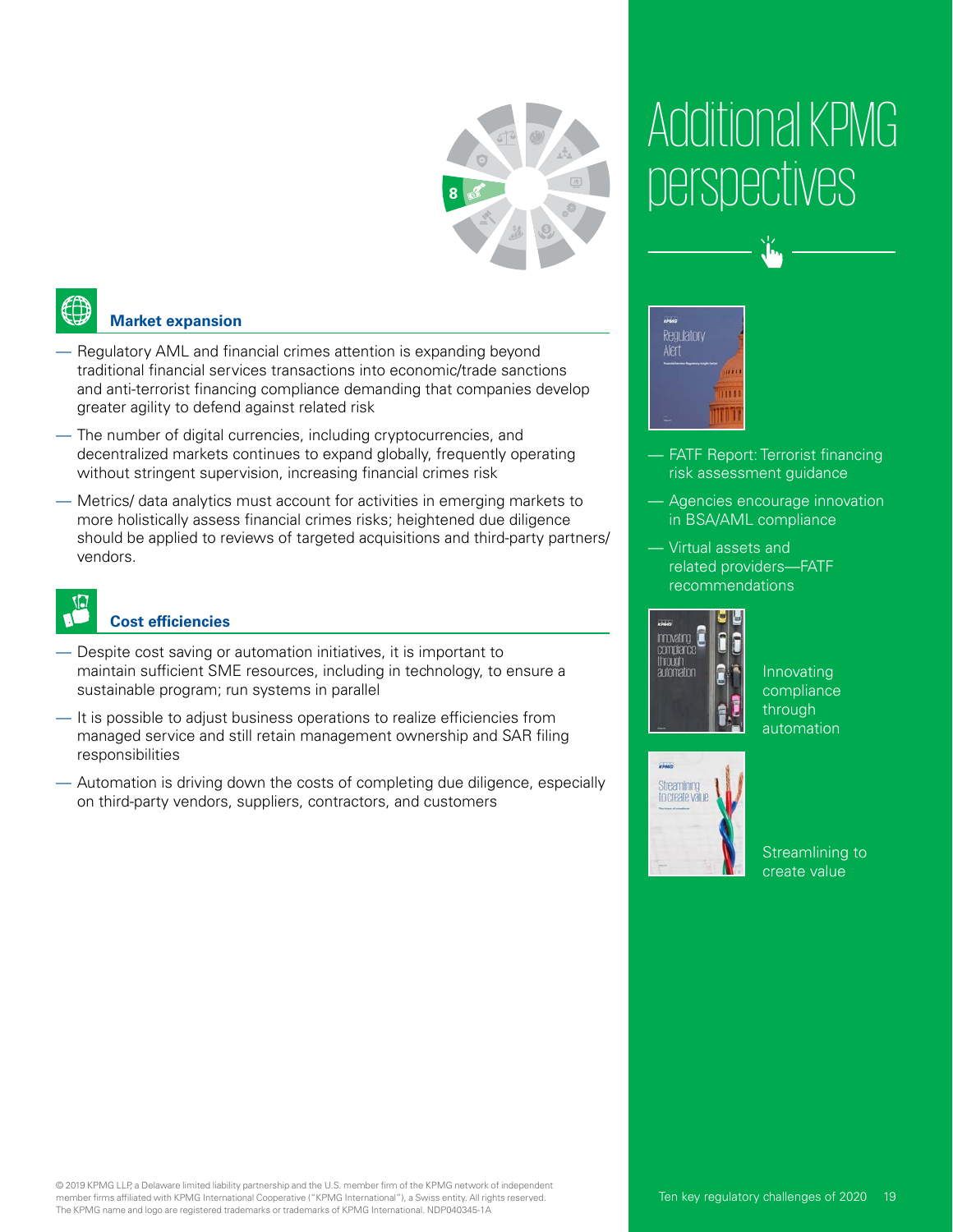## Market expansion

- Regulatory AML and financial crimes attention is expanding beyond traditional financial services transactions into economic/trade sanctions and anti-terrorist financing compliance demanding that companies develop greater agility to defend against related risk
- The number of digital currencies, including cryptocurrencies, and decentralized markets continues to expand globally, frequently operating without stringent supervision, increasing financial crimes risk
- Metrics/ data analytics must account for activities in emerging markets to more holistically assess financial crimes risks; heightened due diligence should be applied to reviews of targeted acquisitions and third-party partners/ vendors.

## Cost efficiencies

- Despite cost saving or automation initiatives, it is important to maintain sufficient SME resources, including in technology, to ensure a sustainable program; run systems in parallel
- It is possible to adjust business operations to realize efficiencies from managed service and still retain management ownership and SAR filing responsibilities
- Automation is driving down the costs of completing due diligence, especially on third-party vendors, suppliers, contractors, and customers

# Additional KPMG perspectives

Regulatory Alert

- FATF Report: Terrorist financing risk assessment guidance
- Agencies encourage innovation in BSA/AML compliance
- Virtual assets and related providers—FATF recommendations

Innovating compliance through automation

Streamlining to create value

© 2019 KPMG LLP, a Delaware limited liability partnership and the U.S. member firm of the KPMG network of independent member firms affiliated with KPMG International Cooperative ("KPMG International"), a Swiss entity. All rights reserved. The KPMG name and logo are registered trademarks or trademarks of KPMG International. NDP040345-1A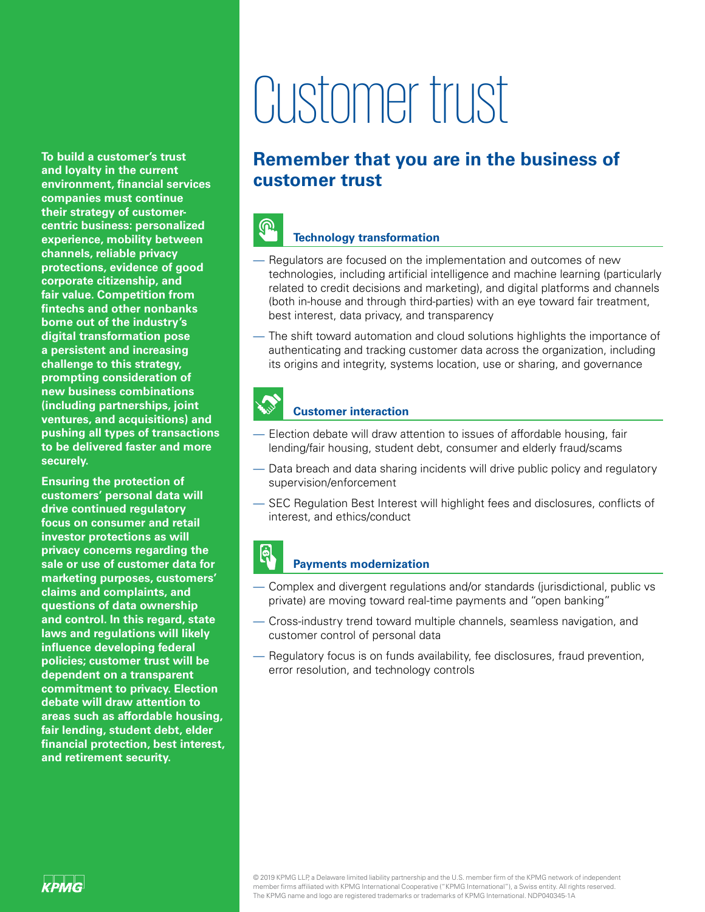# Customer trust

**To build a customer's trust and loyalty in the current environment, financial services companies must continue their strategy of customer-centric business: personalized experience, mobility between channels, reliable privacy protections, evidence of good corporate citizenship, and fair value. Competition from fintechs and other nonbanks borne out of the industry's digital transformation pose a persistent and increasing challenge to this strategy, prompting consideration of new business combinations (including partnerships, joint ventures, and acquisitions) and pushing all types of transactions to be delivered faster and more securely.**

**Ensuring the protection of customers' personal data will drive continued regulatory focus on consumer and retail investor protections as will privacy concerns regarding the sale or use of customer data for marketing purposes, customers' claims and complaints, and questions of data ownership and control. In this regard, state laws and regulations will likely influence developing federal policies; customer trust will be dependent on a transparent commitment to privacy. Election debate will draw attention to areas such as affordable housing, fair lending, student debt, elder financial protection, best interest, and retirement security.**

## Remember that you are in the business of customer trust

### Technology transformation

- Regulators are focused on the implementation and outcomes of new technologies, including artificial intelligence and machine learning (particularly related to credit decisions and marketing), and digital platforms and channels (both in-house and through third-parties) with an eye toward fair treatment, best interest, data privacy, and transparency
- The shift toward automation and cloud solutions highlights the importance of authenticating and tracking customer data across the organization, including its origins and integrity, systems location, use or sharing, and governance

### Customer interaction

- Election debate will draw attention to issues of affordable housing, fair lending/fair housing, student debt, consumer and elderly fraud/scams
- Data breach and data sharing incidents will drive public policy and regulatory supervision/enforcement
- SEC Regulation Best Interest will highlight fees and disclosures, conflicts of interest, and ethics/conduct

### Payments modernization

- Complex and divergent regulations and/or standards (jurisdictional, public vs private) are moving toward real-time payments and "open banking"
- Cross-industry trend toward multiple channels, seamless navigation, and customer control of personal data
- Regulatory focus is on funds availability, fee disclosures, fraud prevention, error resolution, and technology controls

© 2019 KPMG LLP, a Delaware limited liability partnership and the U.S. member firm of the KPMG network of independent member firms affiliated with KPMG International Cooperative ("KPMG International"), a Swiss entity. All rights reserved. The KPMG name and logo are registered trademarks or trademarks of KPMG International. NDP040345-1A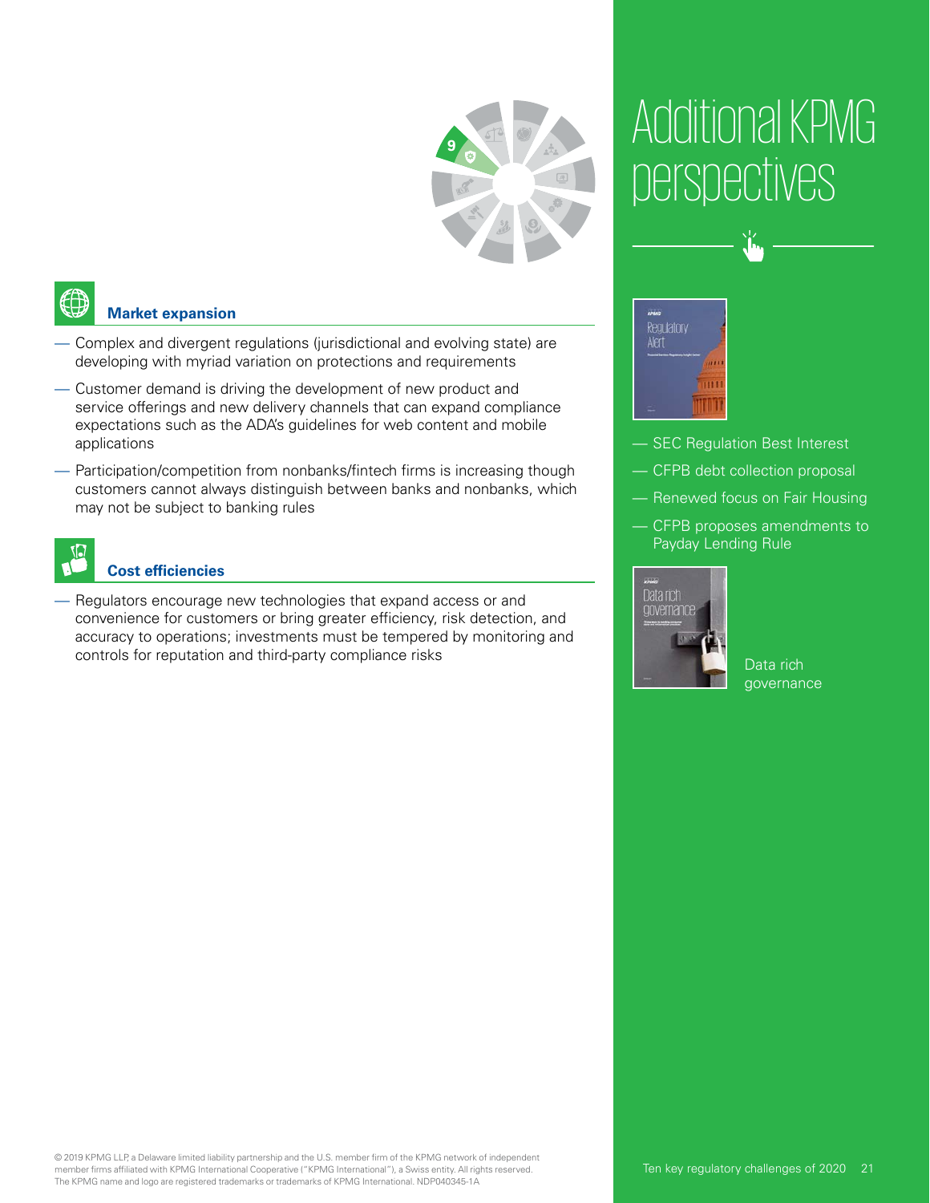### Market expansion

- Complex and divergent regulations (jurisdictional and evolving state) are developing with myriad variation on protections and requirements
- Customer demand is driving the development of new product and service offerings and new delivery channels that can expand compliance expectations such as the ADA's guidelines for web content and mobile applications
- Participation/competition from nonbanks/fintech firms is increasing though customers cannot always distinguish between banks and nonbanks, which may not be subject to banking rules

### Cost efficiencies

- Regulators encourage new technologies that expand access or and convenience for customers or bring greater efficiency, risk detection, and accuracy to operations; investments must be tempered by monitoring and controls for reputation and third-party compliance risks

## Additional KPMG perspectives

- SEC Regulation Best Interest
- CFPB debt collection proposal
- Renewed focus on Fair Housing
- CFPB proposes amendments to Payday Lending Rule

Data rich governance

© 2019 KPMG LLP, a Delaware limited liability partnership and the U.S. member firm of the KPMG network of independent member firms affiliated with KPMG International Cooperative ("KPMG International"), a Swiss entity. All rights reserved. The KPMG name and logo are registered trademarks or trademarks of KPMG International. NDP040345-1A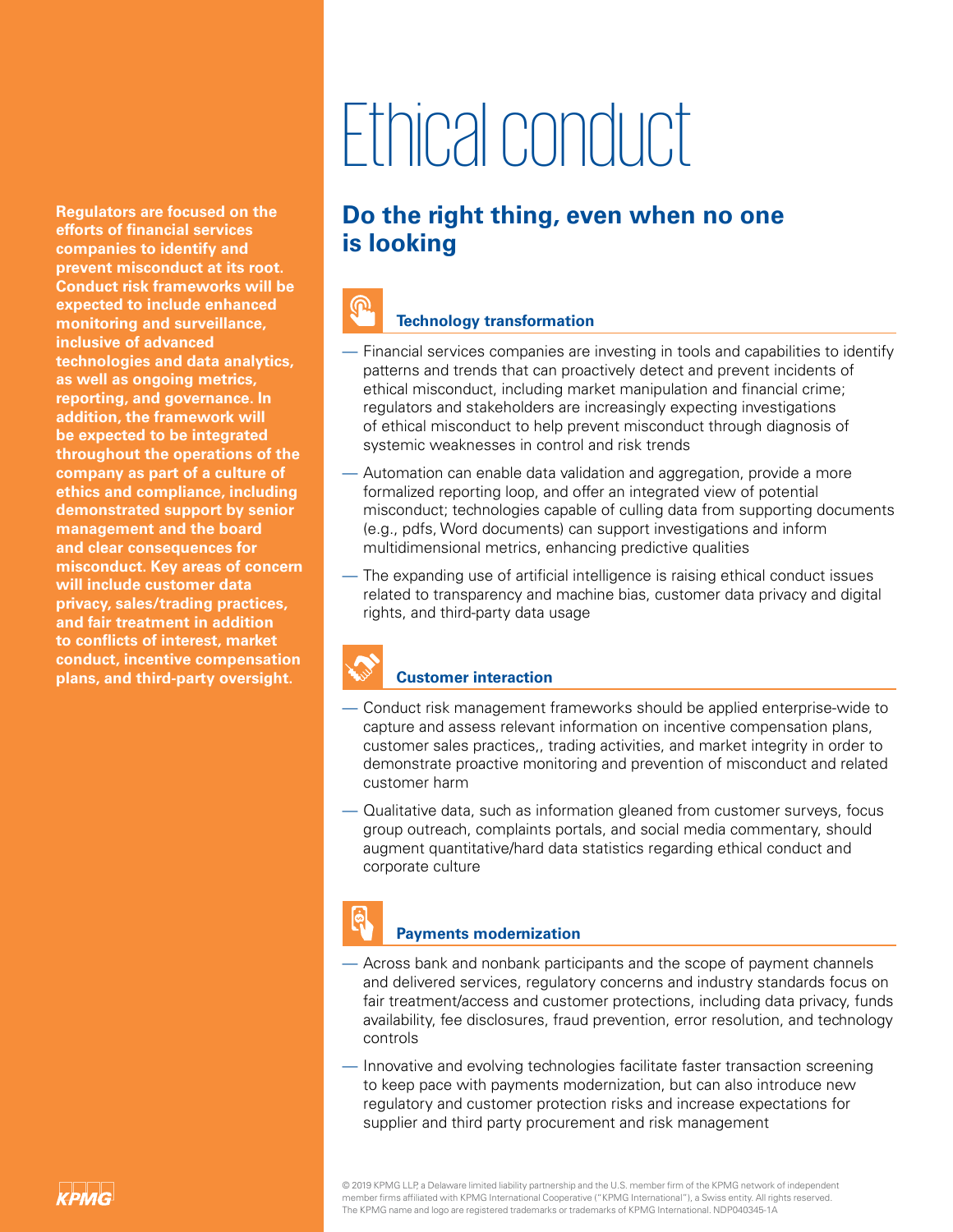# Ethical conduct

## Do the right thing, even when no one is looking

**Regulators are focused on the efforts of financial services companies to identify and prevent misconduct at its root. Conduct risk frameworks will be expected to include enhanced monitoring and surveillance, inclusive of advanced technologies and data analytics, as well as ongoing metrics, reporting, and governance. In addition, the framework will be expected to be integrated throughout the operations of the company as part of a culture of ethics and compliance, including demonstrated support by senior management and the board and clear consequences for misconduct. Key areas of concern will include customer data privacy, sales/trading practices, and fair treatment in addition to conflicts of interest, market conduct, incentive compensation plans, and third-party oversight.**

### Technology transformation

- Financial services companies are investing in tools and capabilities to identify patterns and trends that can proactively detect and prevent incidents of ethical misconduct, including market manipulation and financial crime; regulators and stakeholders are increasingly expecting investigations of ethical misconduct to help prevent misconduct through diagnosis of systemic weaknesses in control and risk trends
- Automation can enable data validation and aggregation, provide a more formalized reporting loop, and offer an integrated view of potential misconduct; technologies capable of culling data from supporting documents (e.g., pdfs, Word documents) can support investigations and inform multidimensional metrics, enhancing predictive qualities
- The expanding use of artificial intelligence is raising ethical conduct issues related to transparency and machine bias, customer data privacy and digital rights, and third-party data usage

### Customer interaction

- Conduct risk management frameworks should be applied enterprise-wide to capture and assess relevant information on incentive compensation plans, customer sales practices,, trading activities, and market integrity in order to demonstrate proactive monitoring and prevention of misconduct and related customer harm
- Qualitative data, such as information gleaned from customer surveys, focus group outreach, complaints portals, and social media commentary, should augment quantitative/hard data statistics regarding ethical conduct and corporate culture

### Payments modernization

- Across bank and nonbank participants and the scope of payment channels and delivered services, regulatory concerns and industry standards focus on fair treatment/access and customer protections, including data privacy, funds availability, fee disclosures, fraud prevention, error resolution, and technology controls
- Innovative and evolving technologies facilitate faster transaction screening to keep pace with payments modernization, but can also introduce new regulatory and customer protection risks and increase expectations for supplier and third party procurement and risk management

© 2019 KPMG LLP, a Delaware limited liability partnership and the U.S. member firm of the KPMG network of independent member firms affiliated with KPMG International Cooperative ("KPMG International"), a Swiss entity. All rights reserved. The KPMG name and logo are registered trademarks or trademarks of KPMG International. NDP040345-1A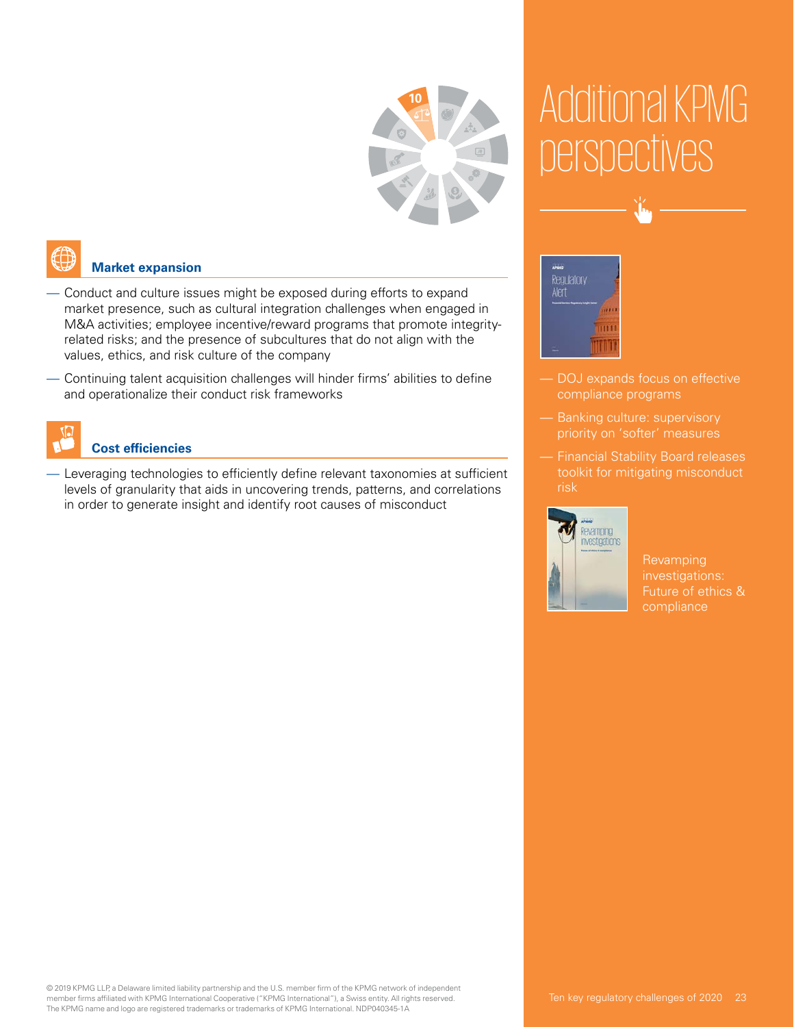### Market expansion

- Conduct and culture issues might be exposed during efforts to expand market presence, such as cultural integration challenges when engaged in M&A activities; employee incentive/reward programs that promote integrity-related risks; and the presence of subcultures that do not align with the values, ethics, and risk culture of the company
- Continuing talent acquisition challenges will hinder firms' abilities to define and operationalize their conduct risk frameworks

### Cost efficiencies

- Leveraging technologies to efficiently define relevant taxonomies at sufficient levels of granularity that aids in uncovering trends, patterns, and correlations in order to generate insight and identify root causes of misconduct

## Additional KPMG perspectives

- DOJ expands focus on effective compliance programs
- Banking culture: supervisory priority on 'softer' measures
- Financial Stability Board releases toolkit for mitigating misconduct risk

Revamping investigations: Future of ethics & compliance

© 2019 KPMG LLP, a Delaware limited liability partnership and the U.S. member firm of the KPMG network of independent member firms affiliated with KPMG International Cooperative ("KPMG International"), a Swiss entity. All rights reserved. The KPMG name and logo are registered trademarks or trademarks of KPMG International. NDP040345-1A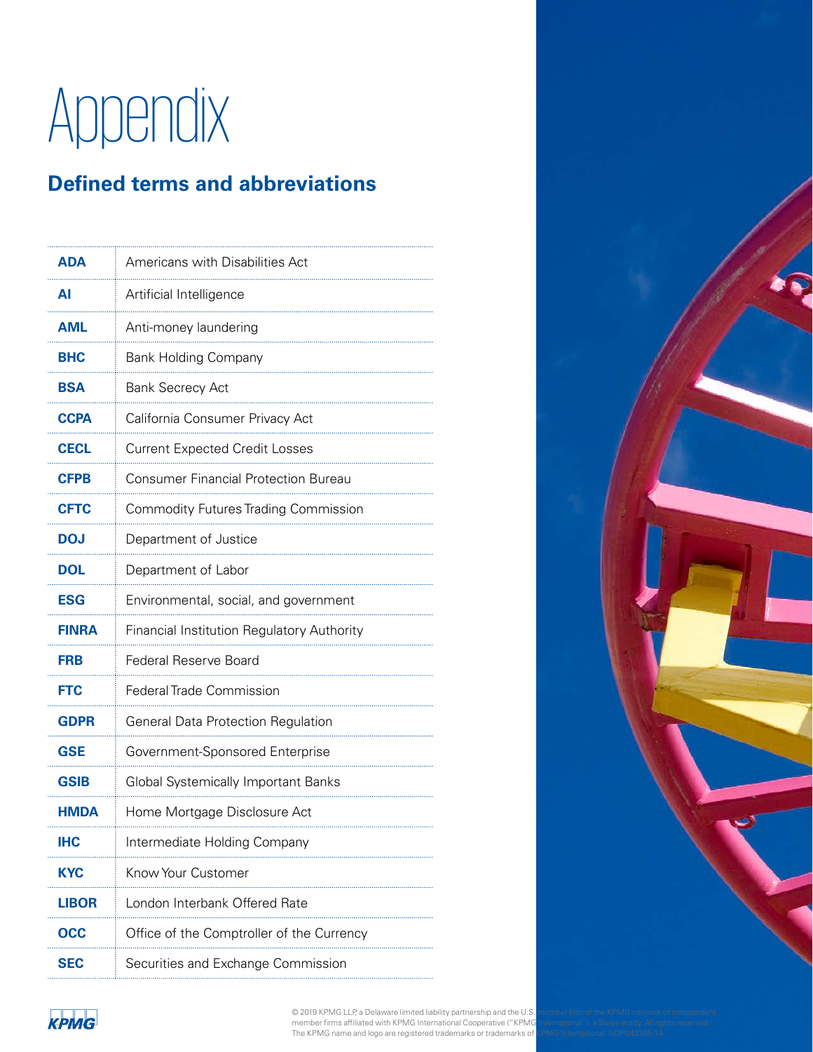# Appendix

## Defined terms and abbreviations

| | |
|---|---|
| **ADA** | Americans with Disabilities Act |
| **AI** | Artificial Intelligence |
| **AML** | Anti-money laundering |
| **BHC** | Bank Holding Company |
| **BSA** | Bank Secrecy Act |
| **CCPA** | California Consumer Privacy Act |
| **CECL** | Current Expected Credit Losses |
| **CFPB** | Consumer Financial Protection Bureau |
| **CFTC** | Commodity Futures Trading Commission |
| **DOJ** | Department of Justice |
| **DOL** | Department of Labor |
| **ESG** | Environmental, social, and government |
| **FINRA** | Financial Institution Regulatory Authority |
| **FRB** | Federal Reserve Board |
| **FTC** | Federal Trade Commission |
| **GDPR** | General Data Protection Regulation |
| **GSE** | Government-Sponsored Enterprise |
| **GSIB** | Global Systemically Important Banks |
| **HMDA** | Home Mortgage Disclosure Act |
| **IHC** | Intermediate Holding Company |
| **KYC** | Know Your Customer |
| **LIBOR** | London Interbank Offered Rate |
| **OCC** | Office of the Comptroller of the Currency |
| **SEC** | Securities and Exchange Commission |

© 2019 KPMG LLP, a Delaware limited liability partnership and the U.S. member firm of the KPMG network of independent member firms affiliated with KPMG International Cooperative ("KPMG International"), a Swiss entity. All rights reserved. The KPMG name and logo are registered trademarks or trademarks of KPMG International. NDP040345-1A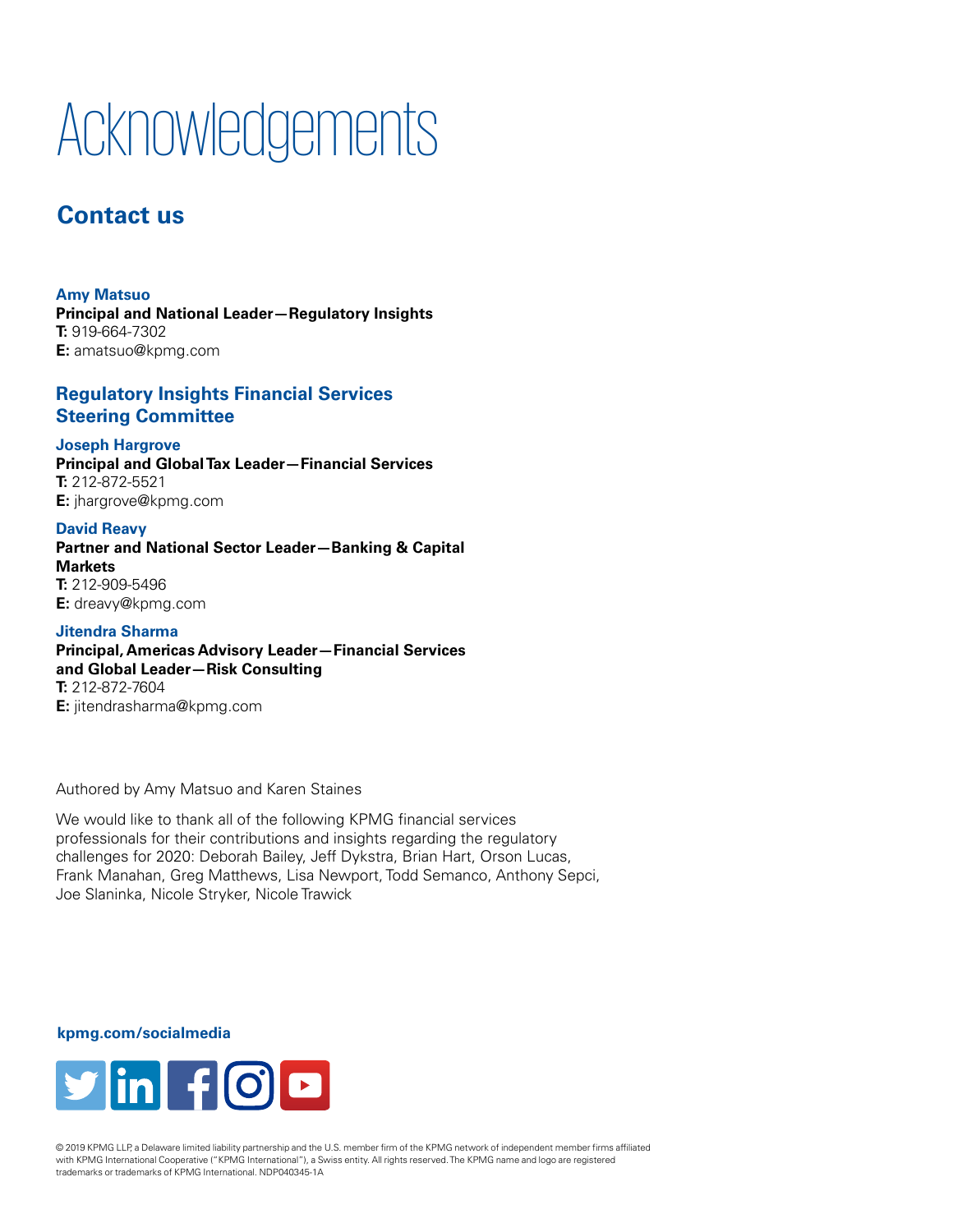# Acknowledgements

## Contact us

**Amy Matsuo**
**Principal and National Leader—Regulatory Insights**
**T:** 919-664-7302
**E:** amatsuo@kpmg.com

### Regulatory Insights Financial Services Steering Committee

**Joseph Hargrove**
**Principal and Global Tax Leader—Financial Services**
**T:** 212-872-5521
**E:** jhargrove@kpmg.com

**David Reavy**
**Partner and National Sector Leader—Banking & Capital Markets**
**T:** 212-909-5496
**E:** dreavy@kpmg.com

**Jitendra Sharma**
**Principal, Americas Advisory Leader—Financial Services and Global Leader—Risk Consulting**
**T:** 212-872-7604
**E:** jitendrasharma@kpmg.com

Authored by Amy Matsuo and Karen Staines

We would like to thank all of the following KPMG financial services professionals for their contributions and insights regarding the regulatory challenges for 2020: Deborah Bailey, Jeff Dykstra, Brian Hart, Orson Lucas, Frank Manahan, Greg Matthews, Lisa Newport, Todd Semanco, Anthony Sepci, Joe Slaninka, Nicole Stryker, Nicole Trawick

**kpmg.com/socialmedia**

© 2019 KPMG LLP, a Delaware limited liability partnership and the U.S. member firm of the KPMG network of independent member firms affiliated with KPMG International Cooperative ("KPMG International"), a Swiss entity. All rights reserved. The KPMG name and logo are registered trademarks or trademarks of KPMG International. NDP040345-1A